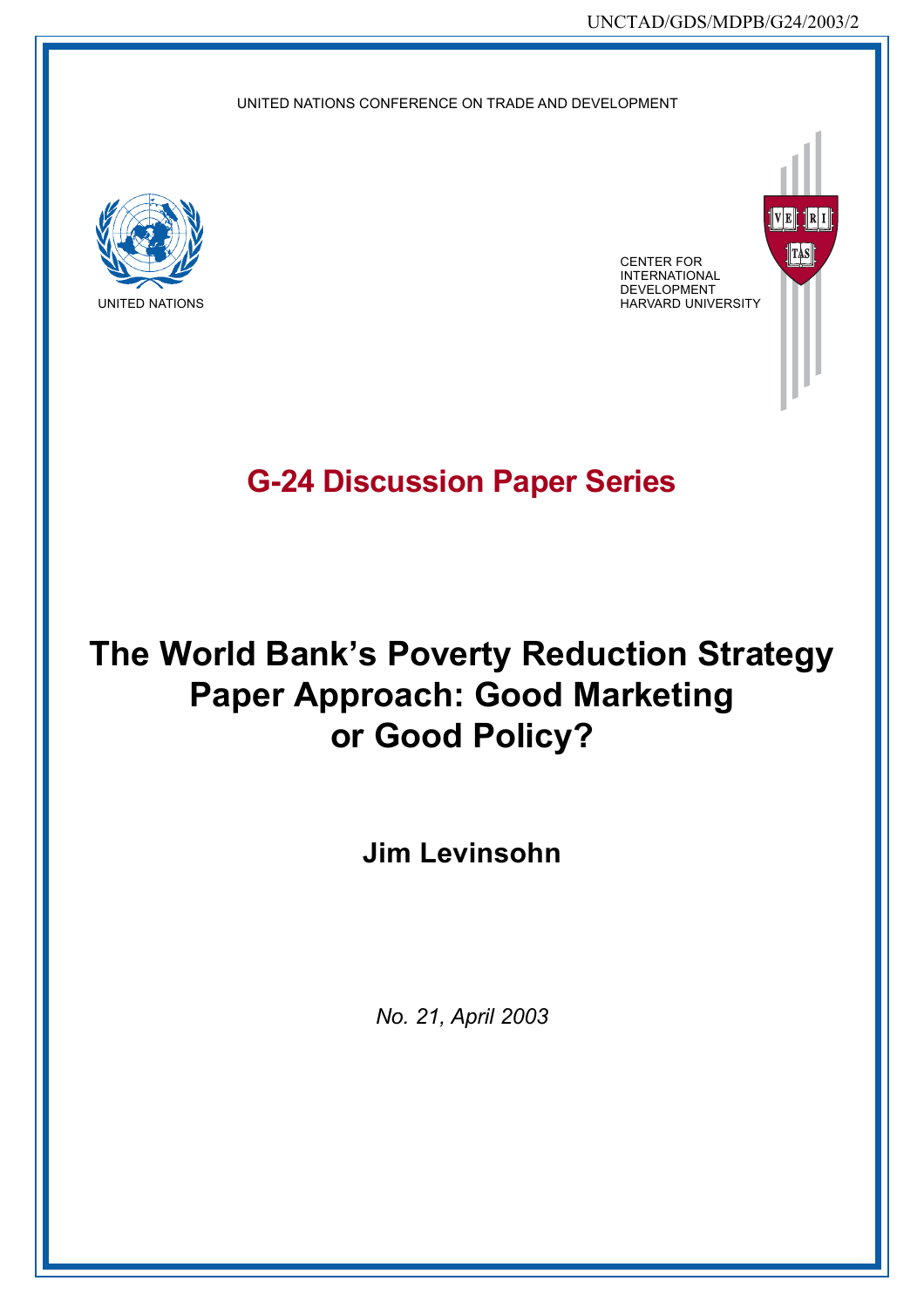UNCTAD/GDS/MDPB/G24/2003/2

UNITED NATIONS CONFERENCE ON TRADE AND DEVELOPMENT

UNITED NATIONS

CENTER FOR INTERNATIONAL DEVELOPMENT HARVARD UNIVERSITY

## G-24 Discussion Paper Series

# The World Bank's Poverty Reduction Strategy Paper Approach: Good Marketing or Good Policy?

**Jim Levinsohn**

*No. 21, April 2003*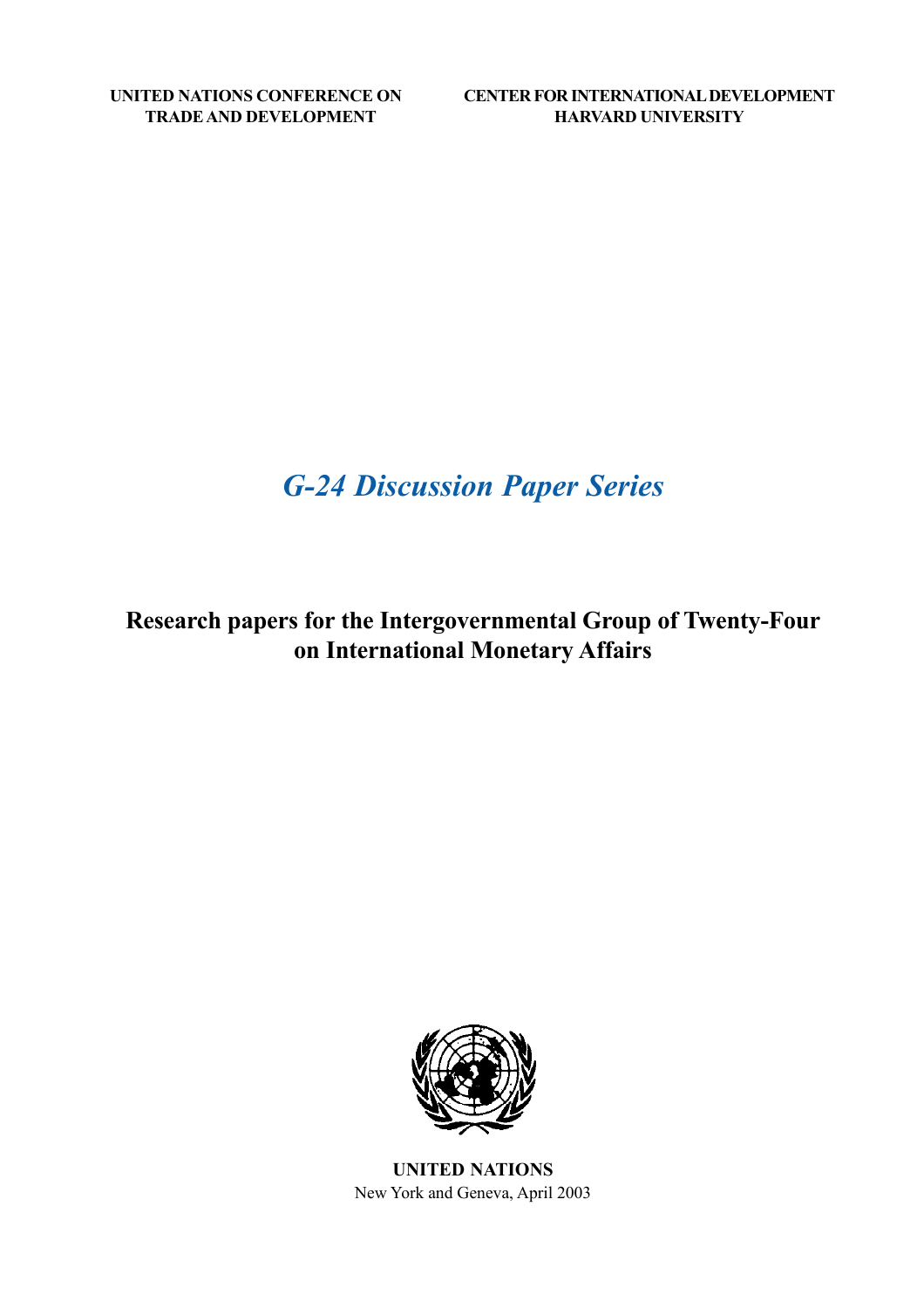UNITED NATIONS CONFERENCE ON TRADE AND DEVELOPMENT

CENTER FOR INTERNATIONAL DEVELOPMENT HARVARD UNIVERSITY

# *G-24 Discussion Paper Series*

## Research papers for the Intergovernmental Group of Twenty-Four on International Monetary Affairs

**UNITED NATIONS**

New York and Geneva, April 2003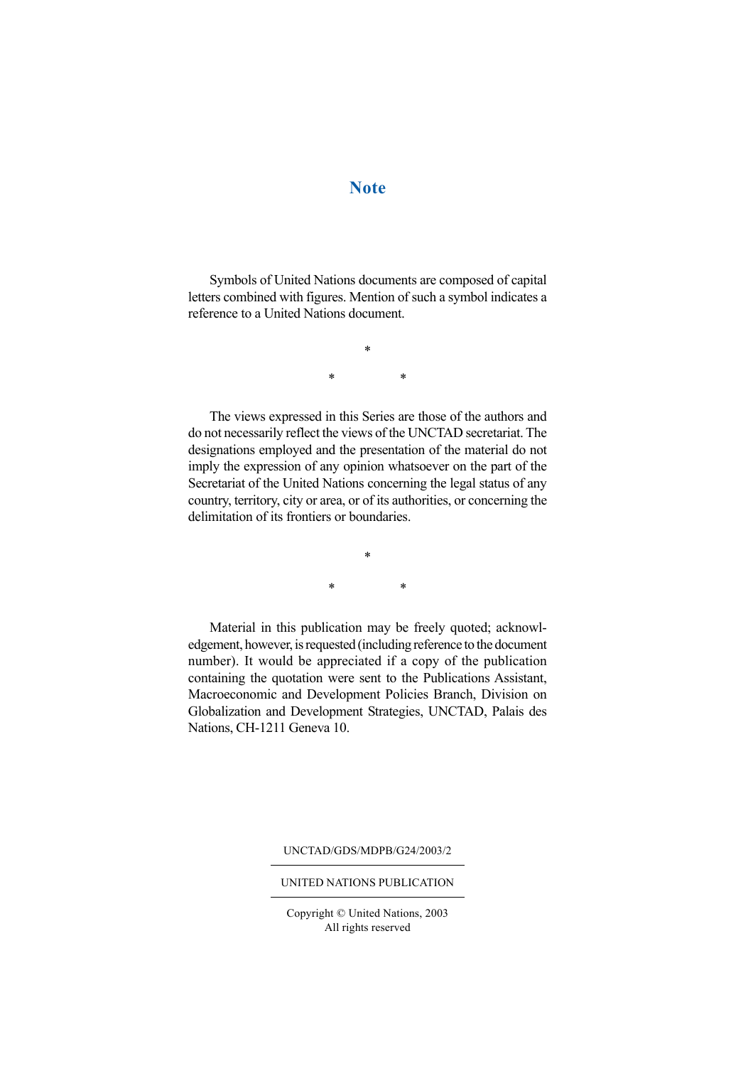# Note

Symbols of United Nations documents are composed of capital letters combined with figures. Mention of such a symbol indicates a reference to a United Nations document.

*

\*          *

The views expressed in this Series are those of the authors and do not necessarily reflect the views of the UNCTAD secretariat. The designations employed and the presentation of the material do not imply the expression of any opinion whatsoever on the part of the Secretariat of the United Nations concerning the legal status of any country, territory, city or area, or of its authorities, or concerning the delimitation of its frontiers or boundaries.

*

\*          *

Material in this publication may be freely quoted; acknowledgement, however, is requested (including reference to the document number). It would be appreciated if a copy of the publication containing the quotation were sent to the Publications Assistant, Macroeconomic and Development Policies Branch, Division on Globalization and Development Strategies, UNCTAD, Palais des Nations, CH-1211 Geneva 10.

UNCTAD/GDS/MDPB/G24/2003/2

UNITED NATIONS PUBLICATION

Copyright © United Nations, 2003
All rights reserved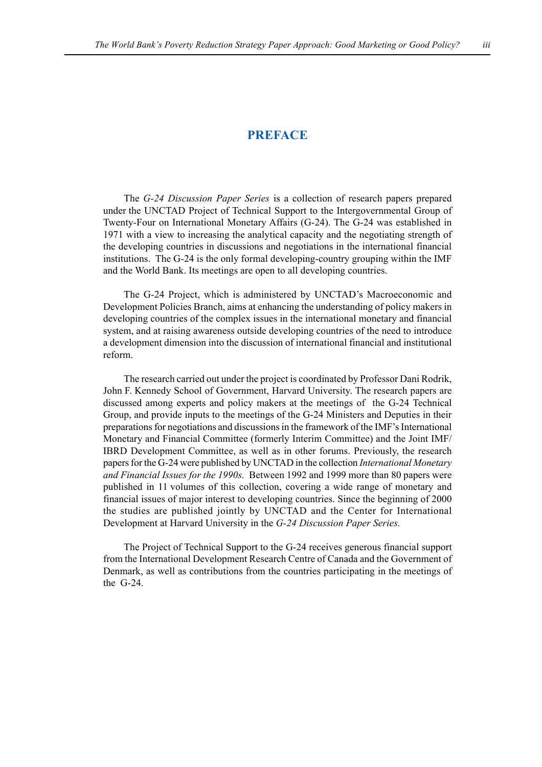# PREFACE

The *G-24 Discussion Paper Series* is a collection of research papers prepared under the UNCTAD Project of Technical Support to the Intergovernmental Group of Twenty-Four on International Monetary Affairs (G-24). The G-24 was established in 1971 with a view to increasing the analytical capacity and the negotiating strength of the developing countries in discussions and negotiations in the international financial institutions. The G-24 is the only formal developing-country grouping within the IMF and the World Bank. Its meetings are open to all developing countries.

The G-24 Project, which is administered by UNCTAD's Macroeconomic and Development Policies Branch, aims at enhancing the understanding of policy makers in developing countries of the complex issues in the international monetary and financial system, and at raising awareness outside developing countries of the need to introduce a development dimension into the discussion of international financial and institutional reform.

The research carried out under the project is coordinated by Professor Dani Rodrik, John F. Kennedy School of Government, Harvard University. The research papers are discussed among experts and policy makers at the meetings of the G-24 Technical Group, and provide inputs to the meetings of the G-24 Ministers and Deputies in their preparations for negotiations and discussions in the framework of the IMF's International Monetary and Financial Committee (formerly Interim Committee) and the Joint IMF/IBRD Development Committee, as well as in other forums. Previously, the research papers for the G-24 were published by UNCTAD in the collection *International Monetary and Financial Issues for the 1990s.* Between 1992 and 1999 more than 80 papers were published in 11 volumes of this collection, covering a wide range of monetary and financial issues of major interest to developing countries. Since the beginning of 2000 the studies are published jointly by UNCTAD and the Center for International Development at Harvard University in the *G-24 Discussion Paper Series.*

The Project of Technical Support to the G-24 receives generous financial support from the International Development Research Centre of Canada and the Government of Denmark, as well as contributions from the countries participating in the meetings of the G-24.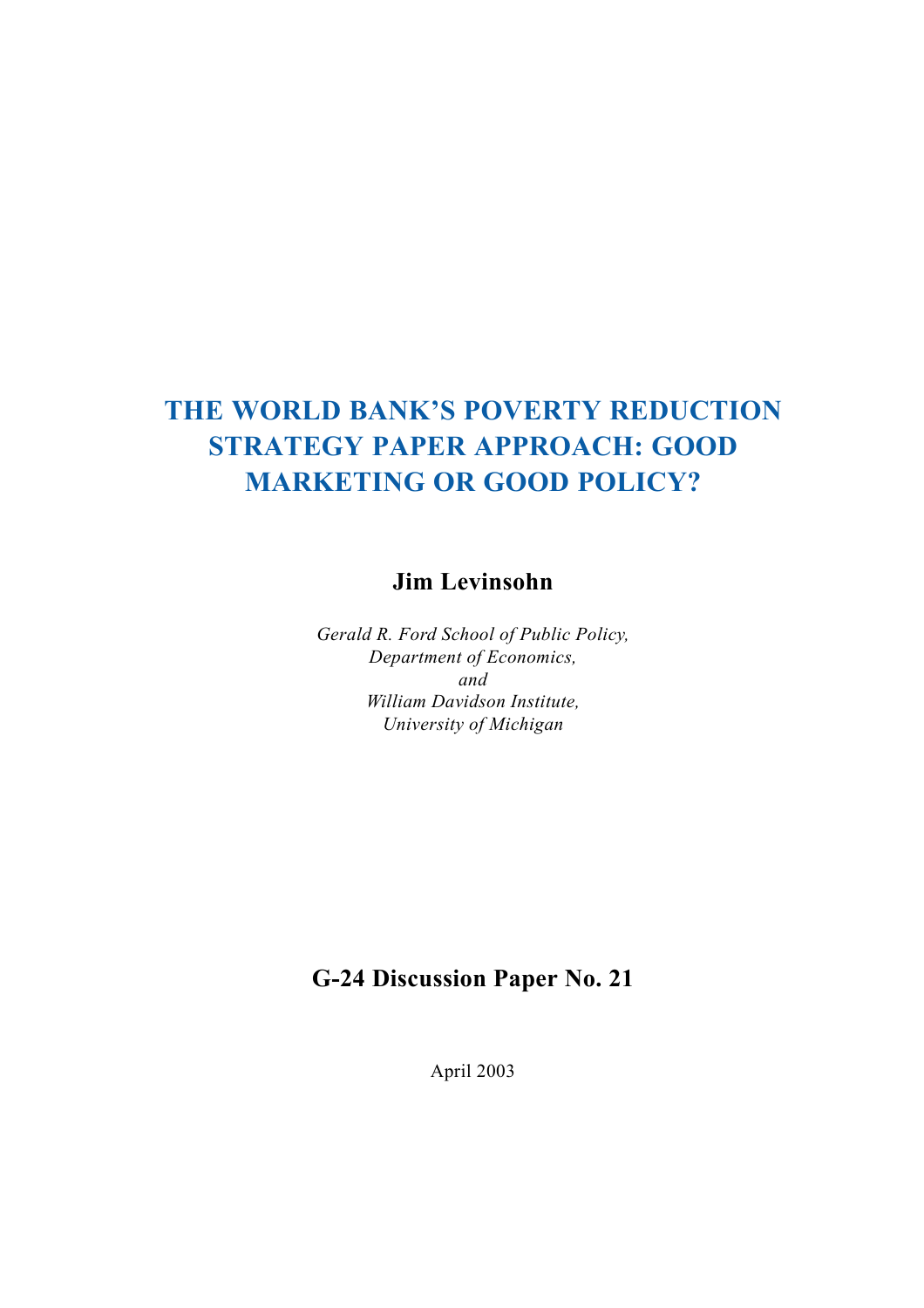# THE WORLD BANK'S POVERTY REDUCTION STRATEGY PAPER APPROACH: GOOD MARKETING OR GOOD POLICY?

**Jim Levinsohn**

*Gerald R. Ford School of Public Policy,*
*Department of Economics,*
*and*
*William Davidson Institute,*
*University of Michigan*

**G-24 Discussion Paper No. 21**

April 2003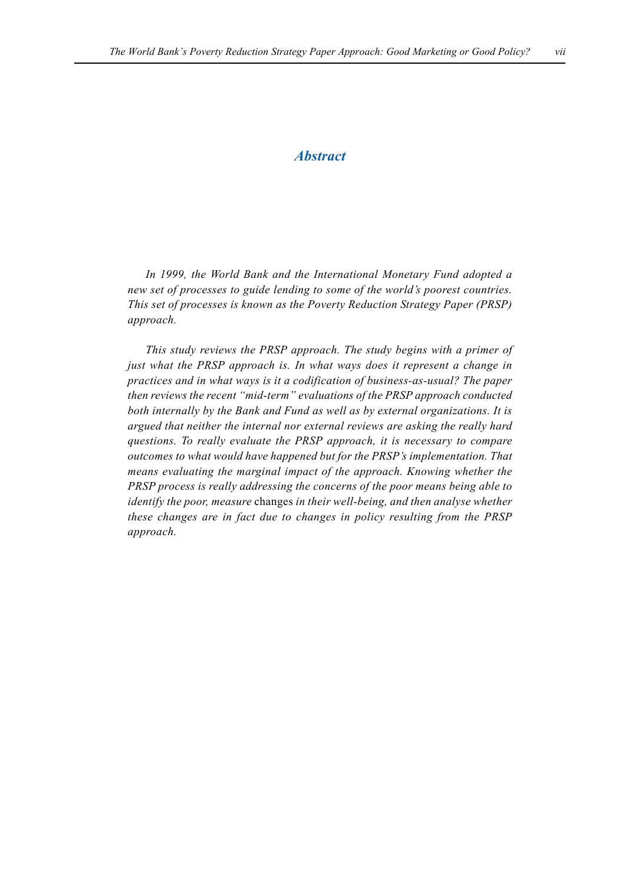# *Abstract*

*In 1999, the World Bank and the International Monetary Fund adopted a new set of processes to guide lending to some of the world's poorest countries. This set of processes is known as the Poverty Reduction Strategy Paper (PRSP) approach.*

*This study reviews the PRSP approach. The study begins with a primer of just what the PRSP approach is. In what ways does it represent a change in practices and in what ways is it a codification of business-as-usual? The paper then reviews the recent "mid-term" evaluations of the PRSP approach conducted both internally by the Bank and Fund as well as by external organizations. It is argued that neither the internal nor external reviews are asking the really hard questions. To really evaluate the PRSP approach, it is necessary to compare outcomes to what would have happened but for the PRSP's implementation. That means evaluating the marginal impact of the approach. Knowing whether the PRSP process is really addressing the concerns of the poor means being able to identify the poor, measure* changes *in their well-being, and then analyse whether these changes are in fact due to changes in policy resulting from the PRSP approach.*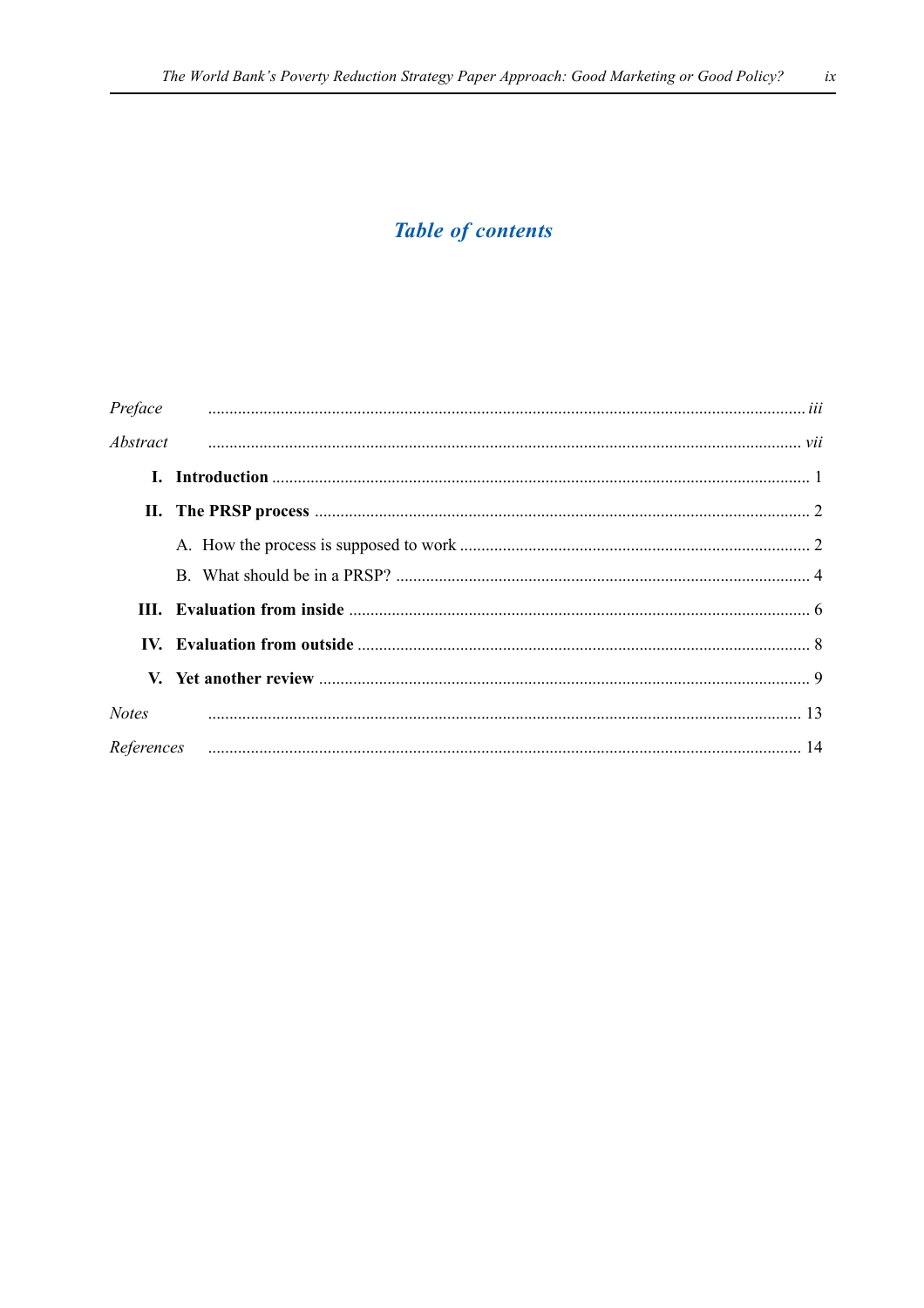# *Table of contents*

*Preface* ........................................................................ *iii*

*Abstract* ........................................................................ *vii*

**I. Introduction** ........................................................................ 1

**II. The PRSP process** ........................................................................ 2

A. How the process is supposed to work ........................................................................ 2

B. What should be in a PRSP? ........................................................................ 4

**III. Evaluation from inside** ........................................................................ 6

**IV. Evaluation from outside** ........................................................................ 8

**V. Yet another review** ........................................................................ 9

*Notes* ........................................................................ 13

*References* ........................................................................ 14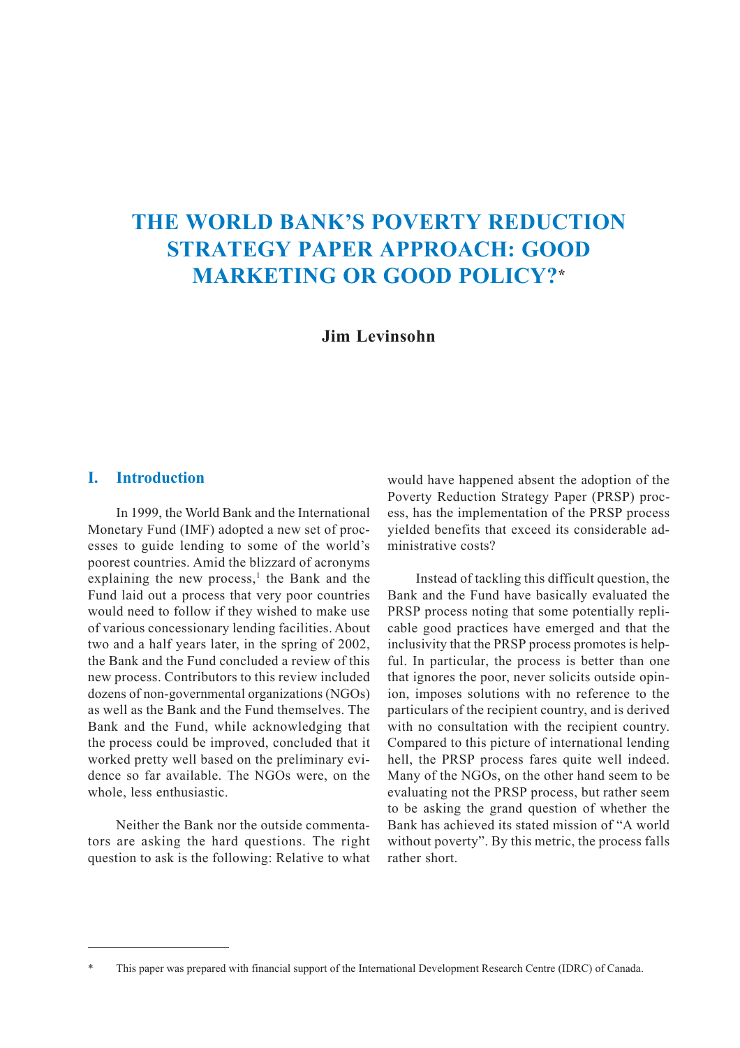# THE WORLD BANK'S POVERTY REDUCTION STRATEGY PAPER APPROACH: GOOD MARKETING OR GOOD POLICY?*

**Jim Levinsohn**

## I. Introduction

In 1999, the World Bank and the International Monetary Fund (IMF) adopted a new set of processes to guide lending to some of the world's poorest countries. Amid the blizzard of acronyms explaining the new process,[1] the Bank and the Fund laid out a process that very poor countries would need to follow if they wished to make use of various concessionary lending facilities. About two and a half years later, in the spring of 2002, the Bank and the Fund concluded a review of this new process. Contributors to this review included dozens of non-governmental organizations (NGOs) as well as the Bank and the Fund themselves. The Bank and the Fund, while acknowledging that the process could be improved, concluded that it worked pretty well based on the preliminary evidence so far available. The NGOs were, on the whole, less enthusiastic.

Neither the Bank nor the outside commentators are asking the hard questions. The right question to ask is the following: Relative to what would have happened absent the adoption of the Poverty Reduction Strategy Paper (PRSP) process, has the implementation of the PRSP process yielded benefits that exceed its considerable administrative costs?

Instead of tackling this difficult question, the Bank and the Fund have basically evaluated the PRSP process noting that some potentially replicable good practices have emerged and that the inclusivity that the PRSP process promotes is helpful. In particular, the process is better than one that ignores the poor, never solicits outside opinion, imposes solutions with no reference to the particulars of the recipient country, and is derived with no consultation with the recipient country. Compared to this picture of international lending hell, the PRSP process fares quite well indeed. Many of the NGOs, on the other hand seem to be evaluating not the PRSP process, but rather seem to be asking the grand question of whether the Bank has achieved its stated mission of "A world without poverty". By this metric, the process falls rather short.

---

\* This paper was prepared with financial support of the International Development Research Centre (IDRC) of Canada.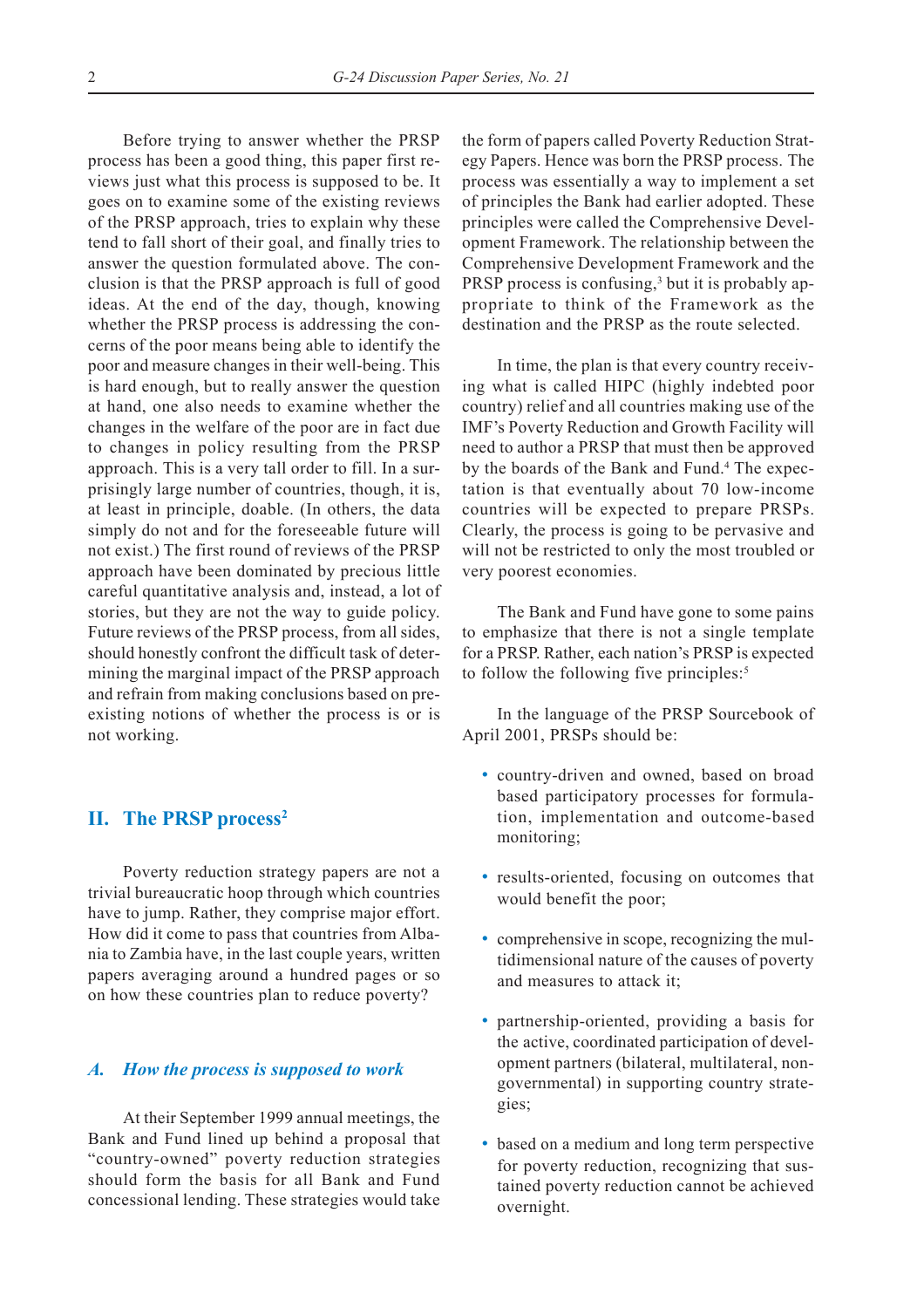Before trying to answer whether the PRSP process has been a good thing, this paper first reviews just what this process is supposed to be. It goes on to examine some of the existing reviews of the PRSP approach, tries to explain why these tend to fall short of their goal, and finally tries to answer the question formulated above. The conclusion is that the PRSP approach is full of good ideas. At the end of the day, though, knowing whether the PRSP process is addressing the concerns of the poor means being able to identify the poor and measure changes in their well-being. This is hard enough, but to really answer the question at hand, one also needs to examine whether the changes in the welfare of the poor are in fact due to changes in policy resulting from the PRSP approach. This is a very tall order to fill. In a surprisingly large number of countries, though, it is, at least in principle, doable. (In others, the data simply do not and for the foreseeable future will not exist.) The first round of reviews of the PRSP approach have been dominated by precious little careful quantitative analysis and, instead, a lot of stories, but they are not the way to guide policy. Future reviews of the PRSP process, from all sides, should honestly confront the difficult task of determining the marginal impact of the PRSP approach and refrain from making conclusions based on pre-existing notions of whether the process is or is not working.

## II. The PRSP process[2]

Poverty reduction strategy papers are not a trivial bureaucratic hoop through which countries have to jump. Rather, they comprise major effort. How did it come to pass that countries from Albania to Zambia have, in the last couple years, written papers averaging around a hundred pages or so on how these countries plan to reduce poverty?

### *A. How the process is supposed to work*

At their September 1999 annual meetings, the Bank and Fund lined up behind a proposal that "country-owned" poverty reduction strategies should form the basis for all Bank and Fund concessional lending. These strategies would take the form of papers called Poverty Reduction Strategy Papers. Hence was born the PRSP process. The process was essentially a way to implement a set of principles the Bank had earlier adopted. These principles were called the Comprehensive Development Framework. The relationship between the Comprehensive Development Framework and the PRSP process is confusing,[3] but it is probably appropriate to think of the Framework as the destination and the PRSP as the route selected.

In time, the plan is that every country receiving what is called HIPC (highly indebted poor country) relief and all countries making use of the IMF's Poverty Reduction and Growth Facility will need to author a PRSP that must then be approved by the boards of the Bank and Fund.[4] The expectation is that eventually about 70 low-income countries will be expected to prepare PRSPs. Clearly, the process is going to be pervasive and will not be restricted to only the most troubled or very poorest economies.

The Bank and Fund have gone to some pains to emphasize that there is not a single template for a PRSP. Rather, each nation's PRSP is expected to follow the following five principles:[5]

In the language of the PRSP Sourcebook of April 2001, PRSPs should be:

- country-driven and owned, based on broad based participatory processes for formulation, implementation and outcome-based monitoring;
- results-oriented, focusing on outcomes that would benefit the poor;
- comprehensive in scope, recognizing the multidimensional nature of the causes of poverty and measures to attack it;
- partnership-oriented, providing a basis for the active, coordinated participation of development partners (bilateral, multilateral, non-governmental) in supporting country strategies;
- based on a medium and long term perspective for poverty reduction, recognizing that sustained poverty reduction cannot be achieved overnight.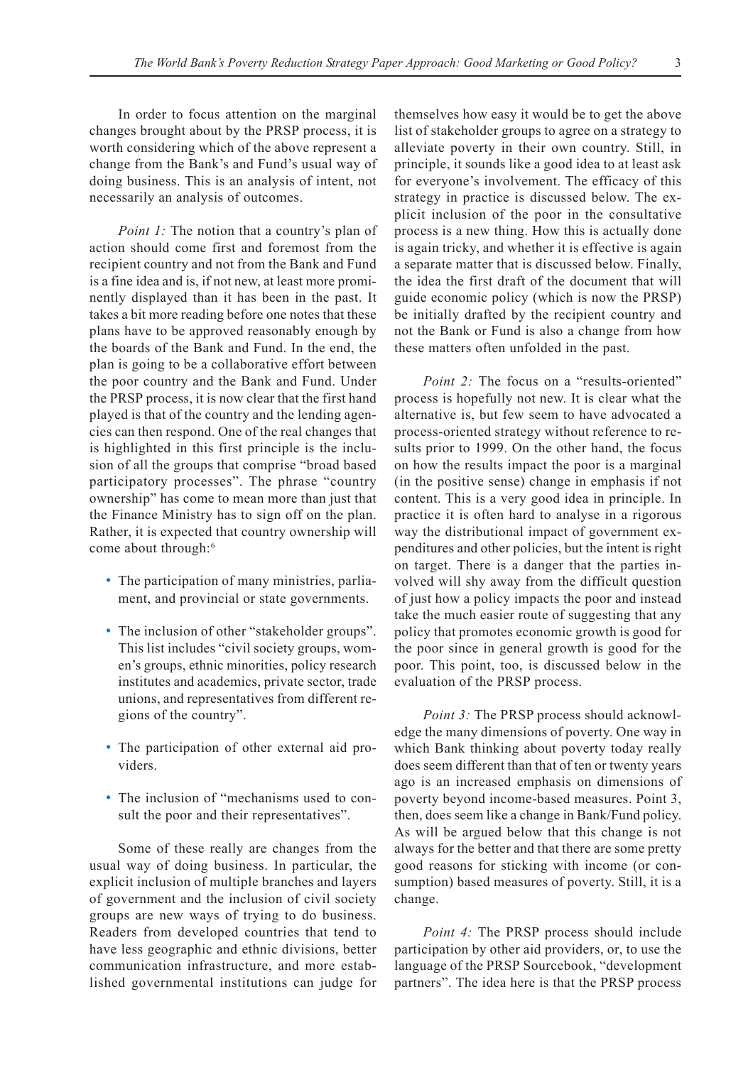In order to focus attention on the marginal changes brought about by the PRSP process, it is worth considering which of the above represent a change from the Bank's and Fund's usual way of doing business. This is an analysis of intent, not necessarily an analysis of outcomes.

*Point 1:* The notion that a country's plan of action should come first and foremost from the recipient country and not from the Bank and Fund is a fine idea and is, if not new, at least more prominently displayed than it has been in the past. It takes a bit more reading before one notes that these plans have to be approved reasonably enough by the boards of the Bank and Fund. In the end, the plan is going to be a collaborative effort between the poor country and the Bank and Fund. Under the PRSP process, it is now clear that the first hand played is that of the country and the lending agencies can then respond. One of the real changes that is highlighted in this first principle is the inclusion of all the groups that comprise "broad based participatory processes". The phrase "country ownership" has come to mean more than just that the Finance Ministry has to sign off on the plan. Rather, it is expected that country ownership will come about through:[6]

- The participation of many ministries, parliament, and provincial or state governments.
- The inclusion of other "stakeholder groups". This list includes "civil society groups, women's groups, ethnic minorities, policy research institutes and academics, private sector, trade unions, and representatives from different regions of the country".
- The participation of other external aid providers.
- The inclusion of "mechanisms used to consult the poor and their representatives".

Some of these really are changes from the usual way of doing business. In particular, the explicit inclusion of multiple branches and layers of government and the inclusion of civil society groups are new ways of trying to do business. Readers from developed countries that tend to have less geographic and ethnic divisions, better communication infrastructure, and more established governmental institutions can judge for themselves how easy it would be to get the above list of stakeholder groups to agree on a strategy to alleviate poverty in their own country. Still, in principle, it sounds like a good idea to at least ask for everyone's involvement. The efficacy of this strategy in practice is discussed below. The explicit inclusion of the poor in the consultative process is a new thing. How this is actually done is again tricky, and whether it is effective is again a separate matter that is discussed below. Finally, the idea the first draft of the document that will guide economic policy (which is now the PRSP) be initially drafted by the recipient country and not the Bank or Fund is also a change from how these matters often unfolded in the past.

*Point 2:* The focus on a "results-oriented" process is hopefully not new. It is clear what the alternative is, but few seem to have advocated a process-oriented strategy without reference to results prior to 1999. On the other hand, the focus on how the results impact the poor is a marginal (in the positive sense) change in emphasis if not content. This is a very good idea in principle. In practice it is often hard to analyse in a rigorous way the distributional impact of government expenditures and other policies, but the intent is right on target. There is a danger that the parties involved will shy away from the difficult question of just how a policy impacts the poor and instead take the much easier route of suggesting that any policy that promotes economic growth is good for the poor since in general growth is good for the poor. This point, too, is discussed below in the evaluation of the PRSP process.

*Point 3:* The PRSP process should acknowledge the many dimensions of poverty. One way in which Bank thinking about poverty today really does seem different than that of ten or twenty years ago is an increased emphasis on dimensions of poverty beyond income-based measures. Point 3, then, does seem like a change in Bank/Fund policy. As will be argued below that this change is not always for the better and that there are some pretty good reasons for sticking with income (or consumption) based measures of poverty. Still, it is a change.

*Point 4:* The PRSP process should include participation by other aid providers, or, to use the language of the PRSP Sourcebook, "development partners". The idea here is that the PRSP process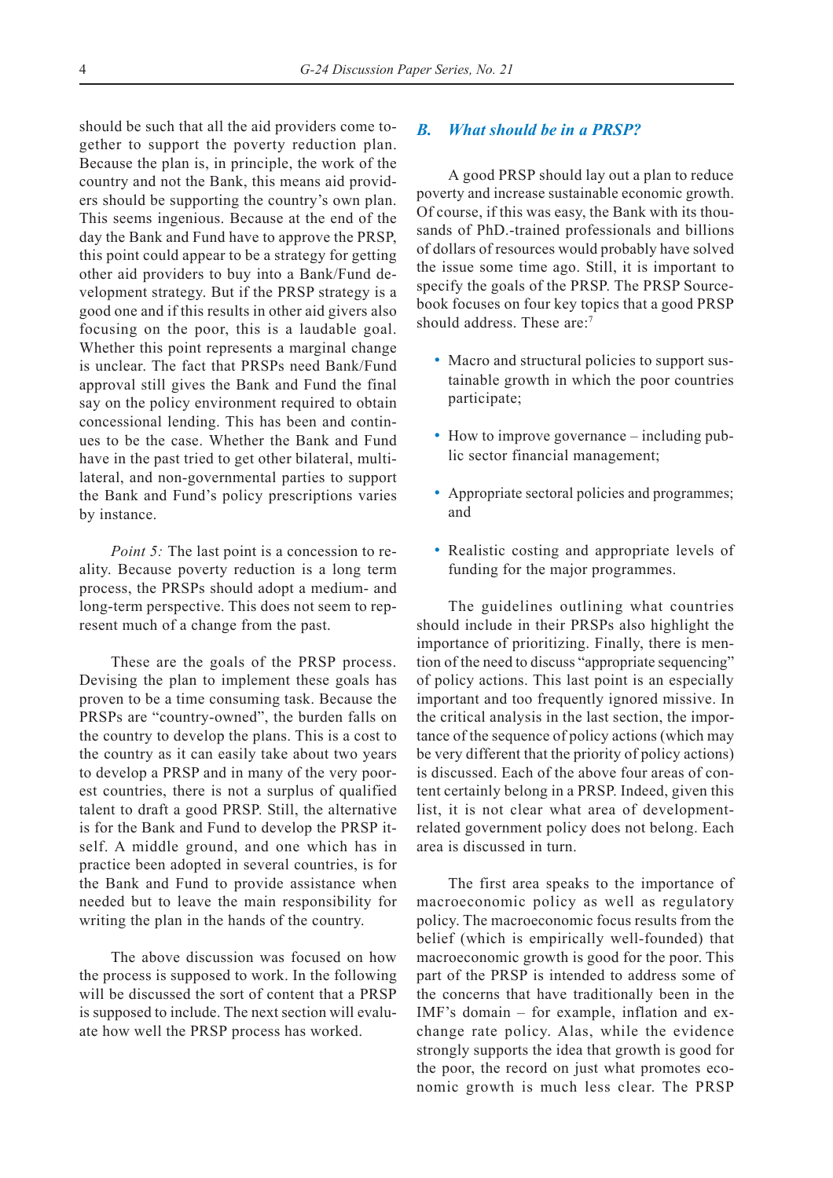should be such that all the aid providers come together to support the poverty reduction plan. Because the plan is, in principle, the work of the country and not the Bank, this means aid providers should be supporting the country's own plan. This seems ingenious. Because at the end of the day the Bank and Fund have to approve the PRSP, this point could appear to be a strategy for getting other aid providers to buy into a Bank/Fund development strategy. But if the PRSP strategy is a good one and if this results in other aid givers also focusing on the poor, this is a laudable goal. Whether this point represents a marginal change is unclear. The fact that PRSPs need Bank/Fund approval still gives the Bank and Fund the final say on the policy environment required to obtain concessional lending. This has been and continues to be the case. Whether the Bank and Fund have in the past tried to get other bilateral, multilateral, and non-governmental parties to support the Bank and Fund's policy prescriptions varies by instance.

*Point 5:* The last point is a concession to reality. Because poverty reduction is a long term process, the PRSPs should adopt a medium- and long-term perspective. This does not seem to represent much of a change from the past.

These are the goals of the PRSP process. Devising the plan to implement these goals has proven to be a time consuming task. Because the PRSPs are "country-owned", the burden falls on the country to develop the plans. This is a cost to the country as it can easily take about two years to develop a PRSP and in many of the very poorest countries, there is not a surplus of qualified talent to draft a good PRSP. Still, the alternative is for the Bank and Fund to develop the PRSP itself. A middle ground, and one which has in practice been adopted in several countries, is for the Bank and Fund to provide assistance when needed but to leave the main responsibility for writing the plan in the hands of the country.

The above discussion was focused on how the process is supposed to work. In the following will be discussed the sort of content that a PRSP is supposed to include. The next section will evaluate how well the PRSP process has worked.

## *B. What should be in a PRSP?*

A good PRSP should lay out a plan to reduce poverty and increase sustainable economic growth. Of course, if this was easy, the Bank with its thousands of PhD.-trained professionals and billions of dollars of resources would probably have solved the issue some time ago. Still, it is important to specify the goals of the PRSP. The PRSP Sourcebook focuses on four key topics that a good PRSP should address. These are:[7]

- Macro and structural policies to support sustainable growth in which the poor countries participate;
- How to improve governance – including public sector financial management;
- Appropriate sectoral policies and programmes; and
- Realistic costing and appropriate levels of funding for the major programmes.

The guidelines outlining what countries should include in their PRSPs also highlight the importance of prioritizing. Finally, there is mention of the need to discuss "appropriate sequencing" of policy actions. This last point is an especially important and too frequently ignored missive. In the critical analysis in the last section, the importance of the sequence of policy actions (which may be very different that the priority of policy actions) is discussed. Each of the above four areas of content certainly belong in a PRSP. Indeed, given this list, it is not clear what area of development-related government policy does not belong. Each area is discussed in turn.

The first area speaks to the importance of macroeconomic policy as well as regulatory policy. The macroeconomic focus results from the belief (which is empirically well-founded) that macroeconomic growth is good for the poor. This part of the PRSP is intended to address some of the concerns that have traditionally been in the IMF's domain – for example, inflation and exchange rate policy. Alas, while the evidence strongly supports the idea that growth is good for the poor, the record on just what promotes economic growth is much less clear. The PRSP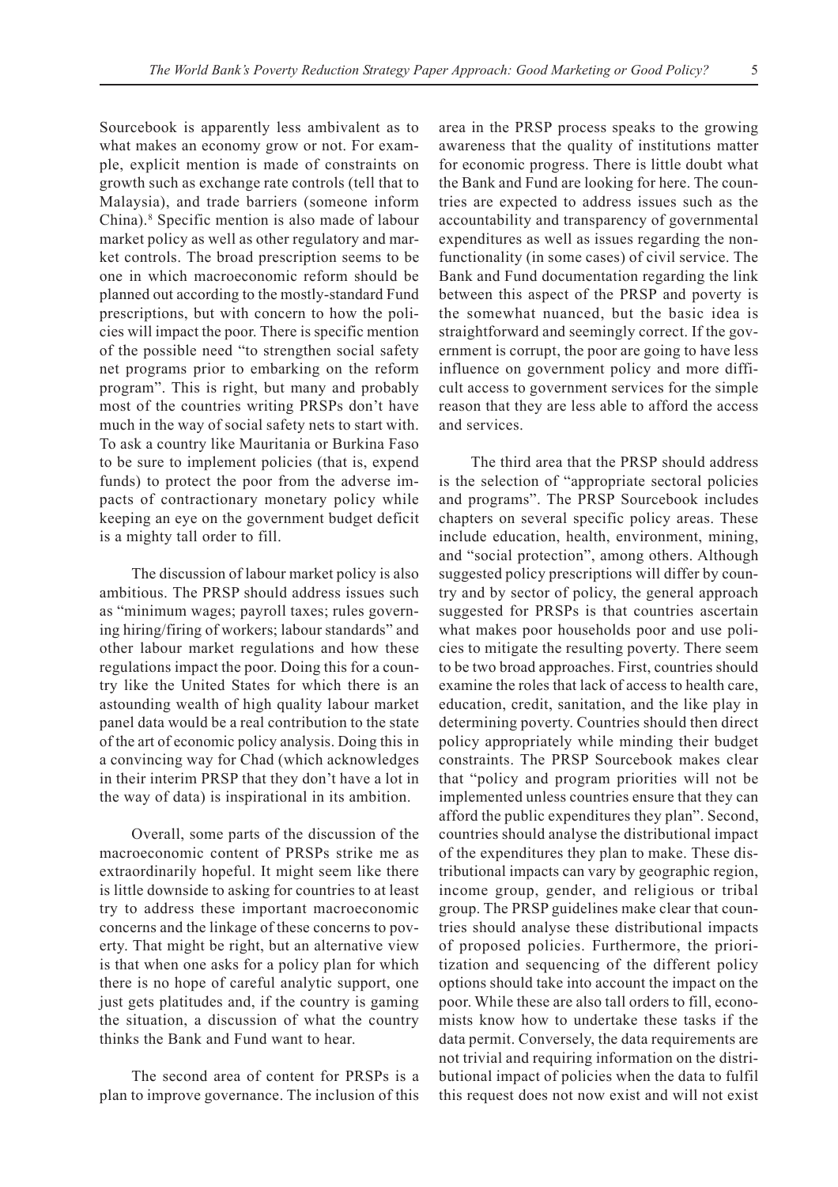Sourcebook is apparently less ambivalent as to what makes an economy grow or not. For example, explicit mention is made of constraints on growth such as exchange rate controls (tell that to Malaysia), and trade barriers (someone inform China).[8] Specific mention is also made of labour market policy as well as other regulatory and market controls. The broad prescription seems to be one in which macroeconomic reform should be planned out according to the mostly-standard Fund prescriptions, but with concern to how the policies will impact the poor. There is specific mention of the possible need "to strengthen social safety net programs prior to embarking on the reform program". This is right, but many and probably most of the countries writing PRSPs don't have much in the way of social safety nets to start with. To ask a country like Mauritania or Burkina Faso to be sure to implement policies (that is, expend funds) to protect the poor from the adverse impacts of contractionary monetary policy while keeping an eye on the government budget deficit is a mighty tall order to fill.

The discussion of labour market policy is also ambitious. The PRSP should address issues such as "minimum wages; payroll taxes; rules governing hiring/firing of workers; labour standards" and other labour market regulations and how these regulations impact the poor. Doing this for a country like the United States for which there is an astounding wealth of high quality labour market panel data would be a real contribution to the state of the art of economic policy analysis. Doing this in a convincing way for Chad (which acknowledges in their interim PRSP that they don't have a lot in the way of data) is inspirational in its ambition.

Overall, some parts of the discussion of the macroeconomic content of PRSPs strike me as extraordinarily hopeful. It might seem like there is little downside to asking for countries to at least try to address these important macroeconomic concerns and the linkage of these concerns to poverty. That might be right, but an alternative view is that when one asks for a policy plan for which there is no hope of careful analytic support, one just gets platitudes and, if the country is gaming the situation, a discussion of what the country thinks the Bank and Fund want to hear.

The second area of content for PRSPs is a plan to improve governance. The inclusion of this area in the PRSP process speaks to the growing awareness that the quality of institutions matter for economic progress. There is little doubt what the Bank and Fund are looking for here. The countries are expected to address issues such as the accountability and transparency of governmental expenditures as well as issues regarding the non-functionality (in some cases) of civil service. The Bank and Fund documentation regarding the link between this aspect of the PRSP and poverty is the somewhat nuanced, but the basic idea is straightforward and seemingly correct. If the government is corrupt, the poor are going to have less influence on government policy and more difficult access to government services for the simple reason that they are less able to afford the access and services.

The third area that the PRSP should address is the selection of "appropriate sectoral policies and programs". The PRSP Sourcebook includes chapters on several specific policy areas. These include education, health, environment, mining, and "social protection", among others. Although suggested policy prescriptions will differ by country and by sector of policy, the general approach suggested for PRSPs is that countries ascertain what makes poor households poor and use policies to mitigate the resulting poverty. There seem to be two broad approaches. First, countries should examine the roles that lack of access to health care, education, credit, sanitation, and the like play in determining poverty. Countries should then direct policy appropriately while minding their budget constraints. The PRSP Sourcebook makes clear that "policy and program priorities will not be implemented unless countries ensure that they can afford the public expenditures they plan". Second, countries should analyse the distributional impact of the expenditures they plan to make. These distributional impacts can vary by geographic region, income group, gender, and religious or tribal group. The PRSP guidelines make clear that countries should analyse these distributional impacts of proposed policies. Furthermore, the prioritization and sequencing of the different policy options should take into account the impact on the poor. While these are also tall orders to fill, economists know how to undertake these tasks if the data permit. Conversely, the data requirements are not trivial and requiring information on the distributional impact of policies when the data to fulfil this request does not now exist and will not exist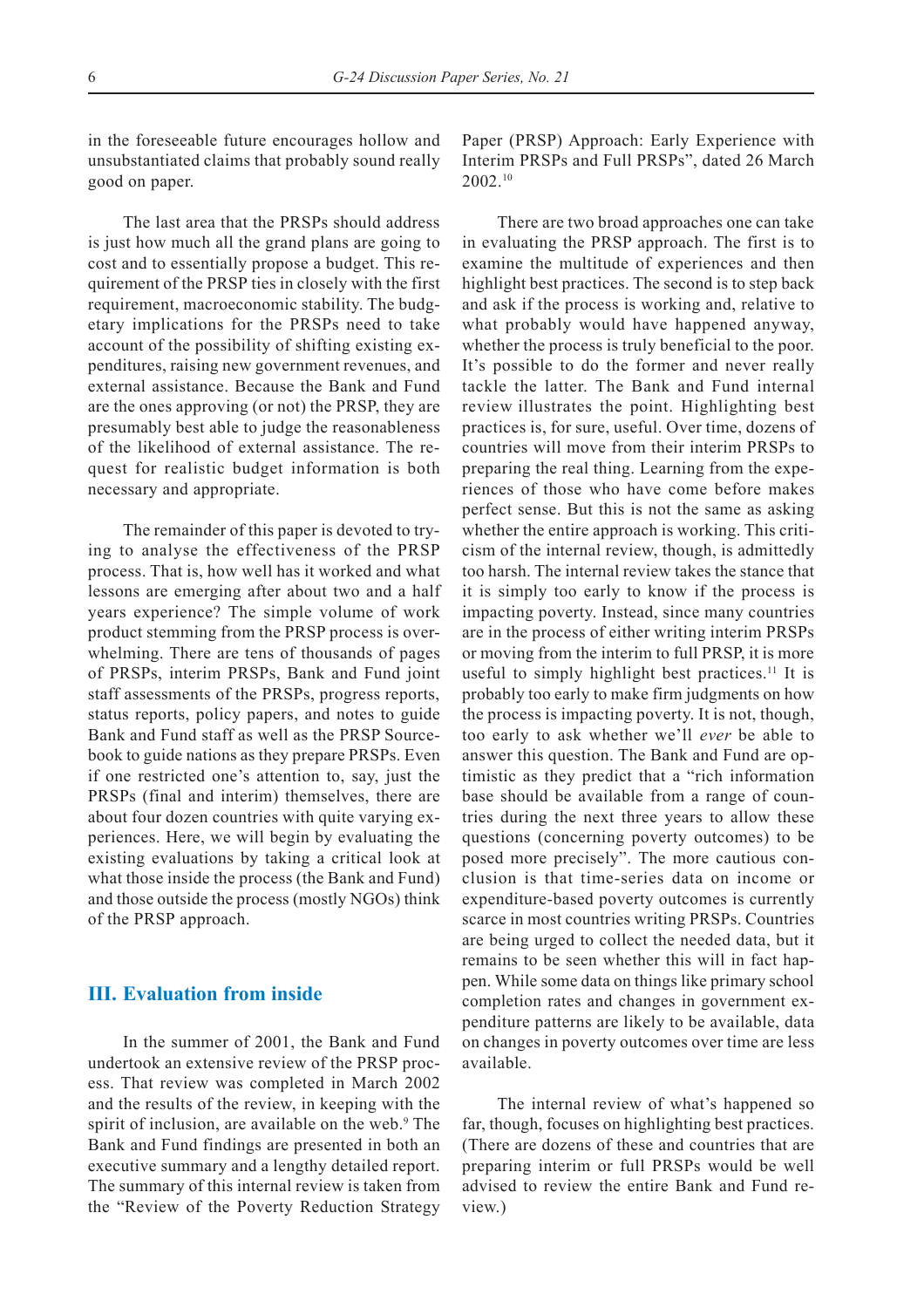in the foreseeable future encourages hollow and unsubstantiated claims that probably sound really good on paper.

The last area that the PRSPs should address is just how much all the grand plans are going to cost and to essentially propose a budget. This requirement of the PRSP ties in closely with the first requirement, macroeconomic stability. The budgetary implications for the PRSPs need to take account of the possibility of shifting existing expenditures, raising new government revenues, and external assistance. Because the Bank and Fund are the ones approving (or not) the PRSP, they are presumably best able to judge the reasonableness of the likelihood of external assistance. The request for realistic budget information is both necessary and appropriate.

The remainder of this paper is devoted to trying to analyse the effectiveness of the PRSP process. That is, how well has it worked and what lessons are emerging after about two and a half years experience? The simple volume of work product stemming from the PRSP process is overwhelming. There are tens of thousands of pages of PRSPs, interim PRSPs, Bank and Fund joint staff assessments of the PRSPs, progress reports, status reports, policy papers, and notes to guide Bank and Fund staff as well as the PRSP Sourcebook to guide nations as they prepare PRSPs. Even if one restricted one's attention to, say, just the PRSPs (final and interim) themselves, there are about four dozen countries with quite varying experiences. Here, we will begin by evaluating the existing evaluations by taking a critical look at what those inside the process (the Bank and Fund) and those outside the process (mostly NGOs) think of the PRSP approach.

## III. Evaluation from inside

In the summer of 2001, the Bank and Fund undertook an extensive review of the PRSP process. That review was completed in March 2002 and the results of the review, in keeping with the spirit of inclusion, are available on the web.[9] The Bank and Fund findings are presented in both an executive summary and a lengthy detailed report. The summary of this internal review is taken from the "Review of the Poverty Reduction Strategy Paper (PRSP) Approach: Early Experience with Interim PRSPs and Full PRSPs", dated 26 March 2002.[10]

There are two broad approaches one can take in evaluating the PRSP approach. The first is to examine the multitude of experiences and then highlight best practices. The second is to step back and ask if the process is working and, relative to what probably would have happened anyway, whether the process is truly beneficial to the poor. It's possible to do the former and never really tackle the latter. The Bank and Fund internal review illustrates the point. Highlighting best practices is, for sure, useful. Over time, dozens of countries will move from their interim PRSPs to preparing the real thing. Learning from the experiences of those who have come before makes perfect sense. But this is not the same as asking whether the entire approach is working. This criticism of the internal review, though, is admittedly too harsh. The internal review takes the stance that it is simply too early to know if the process is impacting poverty. Instead, since many countries are in the process of either writing interim PRSPs or moving from the interim to full PRSP, it is more useful to simply highlight best practices.[11] It is probably too early to make firm judgments on how the process is impacting poverty. It is not, though, too early to ask whether we'll *ever* be able to answer this question. The Bank and Fund are optimistic as they predict that a "rich information base should be available from a range of countries during the next three years to allow these questions (concerning poverty outcomes) to be posed more precisely". The more cautious conclusion is that time-series data on income or expenditure-based poverty outcomes is currently scarce in most countries writing PRSPs. Countries are being urged to collect the needed data, but it remains to be seen whether this will in fact happen. While some data on things like primary school completion rates and changes in government expenditure patterns are likely to be available, data on changes in poverty outcomes over time are less available.

The internal review of what's happened so far, though, focuses on highlighting best practices. (There are dozens of these and countries that are preparing interim or full PRSPs would be well advised to review the entire Bank and Fund review.)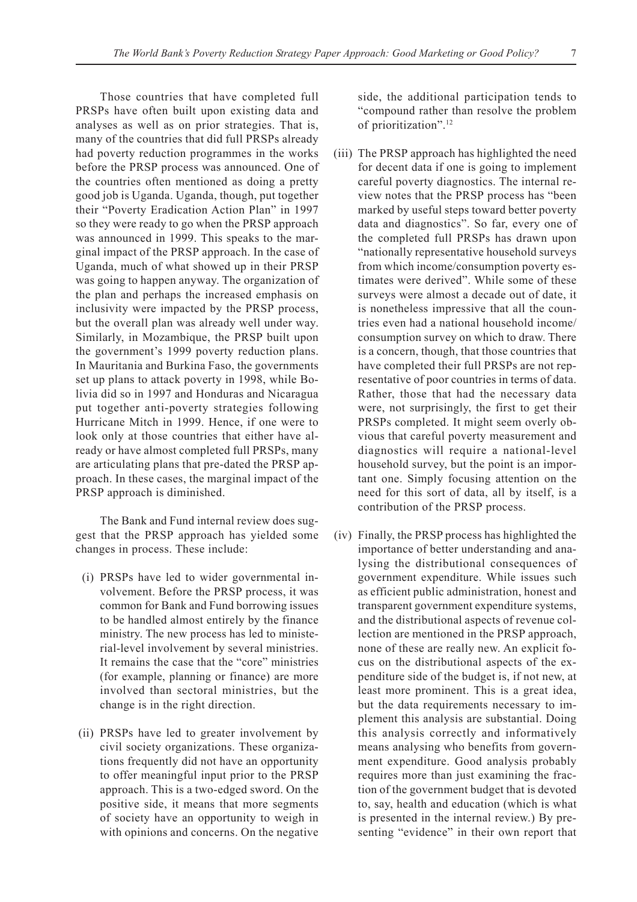Those countries that have completed full PRSPs have often built upon existing data and analyses as well as on prior strategies. That is, many of the countries that did full PRSPs already had poverty reduction programmes in the works before the PRSP process was announced. One of the countries often mentioned as doing a pretty good job is Uganda. Uganda, though, put together their "Poverty Eradication Action Plan" in 1997 so they were ready to go when the PRSP approach was announced in 1999. This speaks to the marginal impact of the PRSP approach. In the case of Uganda, much of what showed up in their PRSP was going to happen anyway. The organization of the plan and perhaps the increased emphasis on inclusivity were impacted by the PRSP process, but the overall plan was already well under way. Similarly, in Mozambique, the PRSP built upon the government's 1999 poverty reduction plans. In Mauritania and Burkina Faso, the governments set up plans to attack poverty in 1998, while Bolivia did so in 1997 and Honduras and Nicaragua put together anti-poverty strategies following Hurricane Mitch in 1999. Hence, if one were to look only at those countries that either have already or have almost completed full PRSPs, many are articulating plans that pre-dated the PRSP approach. In these cases, the marginal impact of the PRSP approach is diminished.

The Bank and Fund internal review does suggest that the PRSP approach has yielded some changes in process. These include:

(i) PRSPs have led to wider governmental involvement. Before the PRSP process, it was common for Bank and Fund borrowing issues to be handled almost entirely by the finance ministry. The new process has led to ministerial-level involvement by several ministries. It remains the case that the "core" ministries (for example, planning or finance) are more involved than sectoral ministries, but the change is in the right direction.

(ii) PRSPs have led to greater involvement by civil society organizations. These organizations frequently did not have an opportunity to offer meaningful input prior to the PRSP approach. This is a two-edged sword. On the positive side, it means that more segments of society have an opportunity to weigh in with opinions and concerns. On the negative side, the additional participation tends to "compound rather than resolve the problem of prioritization".[12]

(iii) The PRSP approach has highlighted the need for decent data if one is going to implement careful poverty diagnostics. The internal review notes that the PRSP process has "been marked by useful steps toward better poverty data and diagnostics". So far, every one of the completed full PRSPs has drawn upon "nationally representative household surveys from which income/consumption poverty estimates were derived". While some of these surveys were almost a decade out of date, it is nonetheless impressive that all the countries even had a national household income/consumption survey on which to draw. There is a concern, though, that those countries that have completed their full PRSPs are not representative of poor countries in terms of data. Rather, those that had the necessary data were, not surprisingly, the first to get their PRSPs completed. It might seem overly obvious that careful poverty measurement and diagnostics will require a national-level household survey, but the point is an important one. Simply focusing attention on the need for this sort of data, all by itself, is a contribution of the PRSP process.

(iv) Finally, the PRSP process has highlighted the importance of better understanding and analysing the distributional consequences of government expenditure. While issues such as efficient public administration, honest and transparent government expenditure systems, and the distributional aspects of revenue collection are mentioned in the PRSP approach, none of these are really new. An explicit focus on the distributional aspects of the expenditure side of the budget is, if not new, at least more prominent. This is a great idea, but the data requirements necessary to implement this analysis are substantial. Doing this analysis correctly and informatively means analysing who benefits from government expenditure. Good analysis probably requires more than just examining the fraction of the government budget that is devoted to, say, health and education (which is what is presented in the internal review.) By presenting "evidence" in their own report that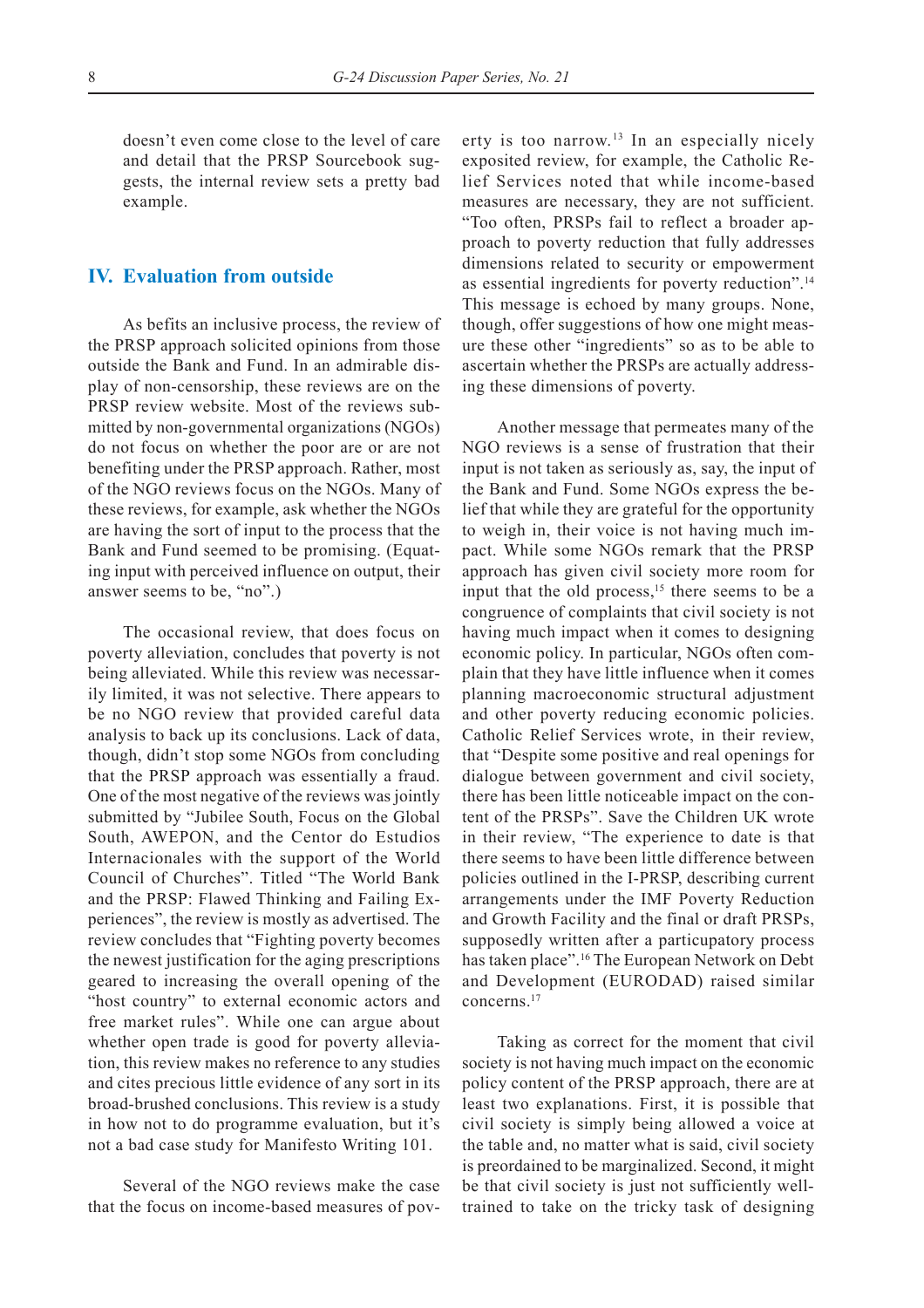doesn't even come close to the level of care and detail that the PRSP Sourcebook suggests, the internal review sets a pretty bad example.

## IV. Evaluation from outside

As befits an inclusive process, the review of the PRSP approach solicited opinions from those outside the Bank and Fund. In an admirable display of non-censorship, these reviews are on the PRSP review website. Most of the reviews submitted by non-governmental organizations (NGOs) do not focus on whether the poor are or are not benefiting under the PRSP approach. Rather, most of the NGO reviews focus on the NGOs. Many of these reviews, for example, ask whether the NGOs are having the sort of input to the process that the Bank and Fund seemed to be promising. (Equating input with perceived influence on output, their answer seems to be, "no".)

The occasional review, that does focus on poverty alleviation, concludes that poverty is not being alleviated. While this review was necessarily limited, it was not selective. There appears to be no NGO review that provided careful data analysis to back up its conclusions. Lack of data, though, didn't stop some NGOs from concluding that the PRSP approach was essentially a fraud. One of the most negative of the reviews was jointly submitted by "Jubilee South, Focus on the Global South, AWEPON, and the Centor do Estudios Internacionales with the support of the World Council of Churches". Titled "The World Bank and the PRSP: Flawed Thinking and Failing Experiences", the review is mostly as advertised. The review concludes that "Fighting poverty becomes the newest justification for the aging prescriptions geared to increasing the overall opening of the "host country" to external economic actors and free market rules". While one can argue about whether open trade is good for poverty alleviation, this review makes no reference to any studies and cites precious little evidence of any sort in its broad-brushed conclusions. This review is a study in how not to do programme evaluation, but it's not a bad case study for Manifesto Writing 101.

Several of the NGO reviews make the case that the focus on income-based measures of poverty is too narrow.[13] In an especially nicely exposited review, for example, the Catholic Relief Services noted that while income-based measures are necessary, they are not sufficient. "Too often, PRSPs fail to reflect a broader approach to poverty reduction that fully addresses dimensions related to security or empowerment as essential ingredients for poverty reduction".[14] This message is echoed by many groups. None, though, offer suggestions of how one might measure these other "ingredients" so as to be able to ascertain whether the PRSPs are actually addressing these dimensions of poverty.

Another message that permeates many of the NGO reviews is a sense of frustration that their input is not taken as seriously as, say, the input of the Bank and Fund. Some NGOs express the belief that while they are grateful for the opportunity to weigh in, their voice is not having much impact. While some NGOs remark that the PRSP approach has given civil society more room for input that the old process,[15] there seems to be a congruence of complaints that civil society is not having much impact when it comes to designing economic policy. In particular, NGOs often complain that they have little influence when it comes planning macroeconomic structural adjustment and other poverty reducing economic policies. Catholic Relief Services wrote, in their review, that "Despite some positive and real openings for dialogue between government and civil society, there has been little noticeable impact on the content of the PRSPs". Save the Children UK wrote in their review, "The experience to date is that there seems to have been little difference between policies outlined in the I-PRSP, describing current arrangements under the IMF Poverty Reduction and Growth Facility and the final or draft PRSPs, supposedly written after a particuparory process has taken place".[16] The European Network on Debt and Development (EURODAD) raised similar concerns.[17]

Taking as correct for the moment that civil society is not having much impact on the economic policy content of the PRSP approach, there are at least two explanations. First, it is possible that civil society is simply being allowed a voice at the table and, no matter what is said, civil society is preordained to be marginalized. Second, it might be that civil society is just not sufficiently well-trained to take on the tricky task of designing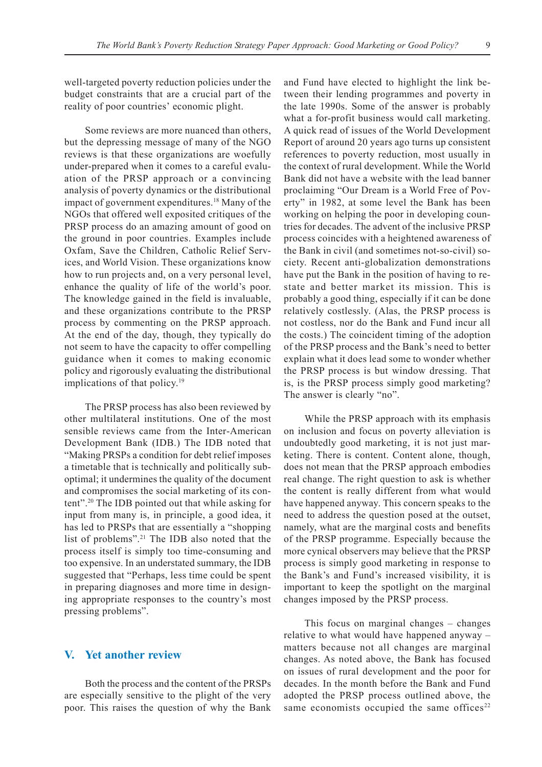well-targeted poverty reduction policies under the budget constraints that are a crucial part of the reality of poor countries' economic plight.

Some reviews are more nuanced than others, but the depressing message of many of the NGO reviews is that these organizations are woefully under-prepared when it comes to a careful evaluation of the PRSP approach or a convincing analysis of poverty dynamics or the distributional impact of government expenditures.[18] Many of the NGOs that offered well exposited critiques of the PRSP process do an amazing amount of good on the ground in poor countries. Examples include Oxfam, Save the Children, Catholic Relief Services, and World Vision. These organizations know how to run projects and, on a very personal level, enhance the quality of life of the world's poor. The knowledge gained in the field is invaluable, and these organizations contribute to the PRSP process by commenting on the PRSP approach. At the end of the day, though, they typically do not seem to have the capacity to offer compelling guidance when it comes to making economic policy and rigorously evaluating the distributional implications of that policy.[19]

The PRSP process has also been reviewed by other multilateral institutions. One of the most sensible reviews came from the Inter-American Development Bank (IDB.) The IDB noted that "Making PRSPs a condition for debt relief imposes a timetable that is technically and politically suboptimal; it undermines the quality of the document and compromises the social marketing of its content".[20] The IDB pointed out that while asking for input from many is, in principle, a good idea, it has led to PRSPs that are essentially a "shopping list of problems".[21] The IDB also noted that the process itself is simply too time-consuming and too expensive. In an understated summary, the IDB suggested that "Perhaps, less time could be spent in preparing diagnoses and more time in designing appropriate responses to the country's most pressing problems".

## V. Yet another review

Both the process and the content of the PRSPs are especially sensitive to the plight of the very poor. This raises the question of why the Bank and Fund have elected to highlight the link between their lending programmes and poverty in the late 1990s. Some of the answer is probably what a for-profit business would call marketing. A quick read of issues of the World Development Report of around 20 years ago turns up consistent references to poverty reduction, most usually in the context of rural development. While the World Bank did not have a website with the lead banner proclaiming "Our Dream is a World Free of Poverty" in 1982, at some level the Bank has been working on helping the poor in developing countries for decades. The advent of the inclusive PRSP process coincides with a heightened awareness of the Bank in civil (and sometimes not-so-civil) society. Recent anti-globalization demonstrations have put the Bank in the position of having to restate and better market its mission. This is probably a good thing, especially if it can be done relatively costlessly. (Alas, the PRSP process is not costless, nor do the Bank and Fund incur all the costs.) The coincident timing of the adoption of the PRSP process and the Bank's need to better explain what it does lead some to wonder whether the PRSP process is but window dressing. That is, is the PRSP process simply good marketing? The answer is clearly "no".

While the PRSP approach with its emphasis on inclusion and focus on poverty alleviation is undoubtedly good marketing, it is not just marketing. There is content. Content alone, though, does not mean that the PRSP approach embodies real change. The right question to ask is whether the content is really different from what would have happened anyway. This concern speaks to the need to address the question posed at the outset, namely, what are the marginal costs and benefits of the PRSP programme. Especially because the more cynical observers may believe that the PRSP process is simply good marketing in response to the Bank's and Fund's increased visibility, it is important to keep the spotlight on the marginal changes imposed by the PRSP process.

This focus on marginal changes – changes relative to what would have happened anyway – matters because not all changes are marginal changes. As noted above, the Bank has focused on issues of rural development and the poor for decades. In the month before the Bank and Fund adopted the PRSP process outlined above, the same economists occupied the same offices[22]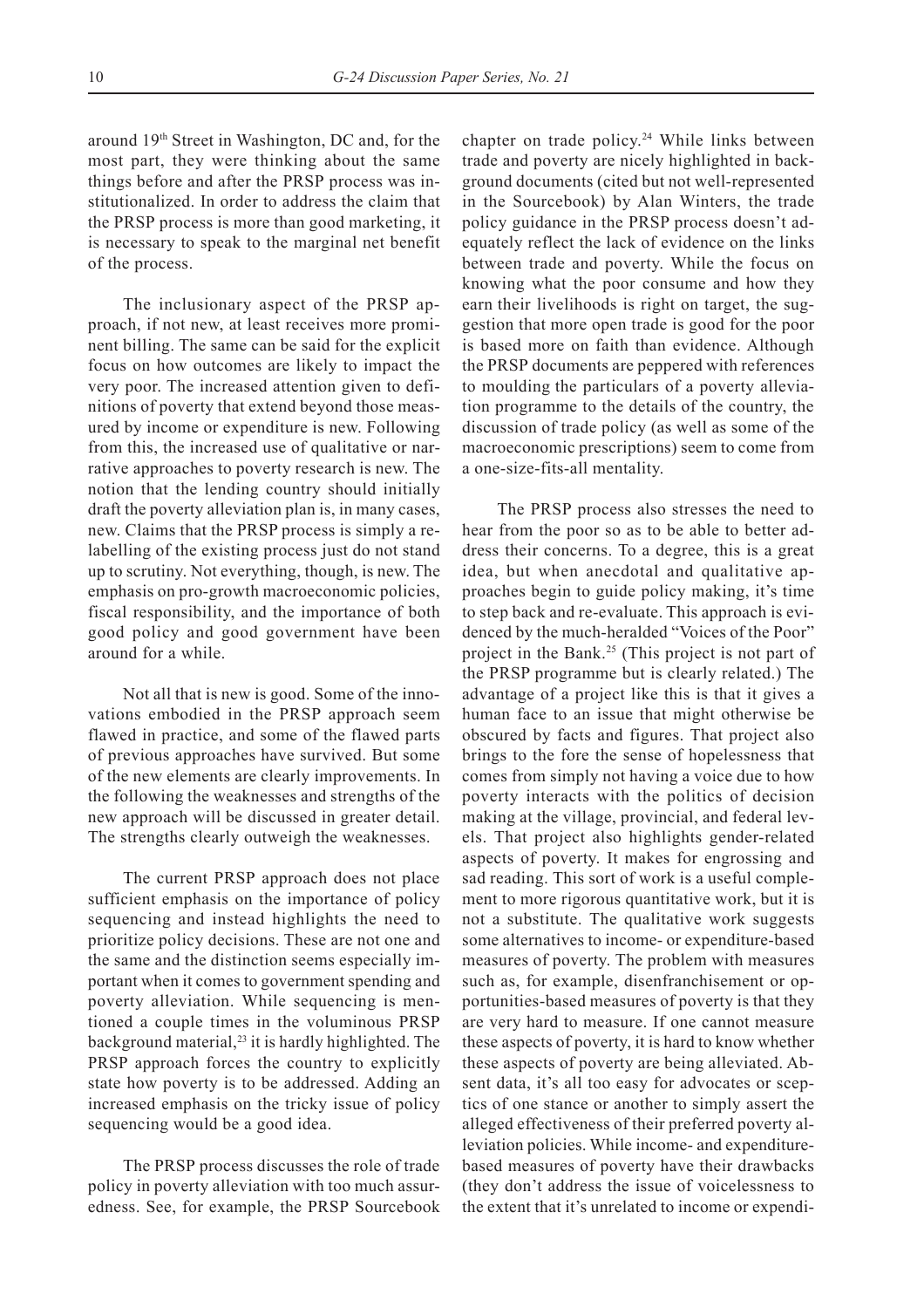around 19th Street in Washington, DC and, for the most part, they were thinking about the same things before and after the PRSP process was institutionalized. In order to address the claim that the PRSP process is more than good marketing, it is necessary to speak to the marginal net benefit of the process.

The inclusionary aspect of the PRSP approach, if not new, at least receives more prominent billing. The same can be said for the explicit focus on how outcomes are likely to impact the very poor. The increased attention given to definitions of poverty that extend beyond those measured by income or expenditure is new. Following from this, the increased use of qualitative or narrative approaches to poverty research is new. The notion that the lending country should initially draft the poverty alleviation plan is, in many cases, new. Claims that the PRSP process is simply a relabelling of the existing process just do not stand up to scrutiny. Not everything, though, is new. The emphasis on pro-growth macroeconomic policies, fiscal responsibility, and the importance of both good policy and good government have been around for a while.

Not all that is new is good. Some of the innovations embodied in the PRSP approach seem flawed in practice, and some of the flawed parts of previous approaches have survived. But some of the new elements are clearly improvements. In the following the weaknesses and strengths of the new approach will be discussed in greater detail. The strengths clearly outweigh the weaknesses.

The current PRSP approach does not place sufficient emphasis on the importance of policy sequencing and instead highlights the need to prioritize policy decisions. These are not one and the same and the distinction seems especially important when it comes to government spending and poverty alleviation. While sequencing is mentioned a couple times in the voluminous PRSP background material,[23] it is hardly highlighted. The PRSP approach forces the country to explicitly state how poverty is to be addressed. Adding an increased emphasis on the tricky issue of policy sequencing would be a good idea.

The PRSP process discusses the role of trade policy in poverty alleviation with too much assuredness. See, for example, the PRSP Sourcebook chapter on trade policy.[24] While links between trade and poverty are nicely highlighted in background documents (cited but not well-represented in the Sourcebook) by Alan Winters, the trade policy guidance in the PRSP process doesn't adequately reflect the lack of evidence on the links between trade and poverty. While the focus on knowing what the poor consume and how they earn their livelihoods is right on target, the suggestion that more open trade is good for the poor is based more on faith than evidence. Although the PRSP documents are peppered with references to moulding the particulars of a poverty alleviation programme to the details of the country, the discussion of trade policy (as well as some of the macroeconomic prescriptions) seem to come from a one-size-fits-all mentality.

The PRSP process also stresses the need to hear from the poor so as to be able to better address their concerns. To a degree, this is a great idea, but when anecdotal and qualitative approaches begin to guide policy making, it's time to step back and re-evaluate. This approach is evidenced by the much-heralded "Voices of the Poor" project in the Bank.[25] (This project is not part of the PRSP programme but is clearly related.) The advantage of a project like this is that it gives a human face to an issue that might otherwise be obscured by facts and figures. That project also brings to the fore the sense of hopelessness that comes from simply not having a voice due to how poverty interacts with the politics of decision making at the village, provincial, and federal levels. That project also highlights gender-related aspects of poverty. It makes for engrossing and sad reading. This sort of work is a useful complement to more rigorous quantitative work, but it is not a substitute. The qualitative work suggests some alternatives to income- or expenditure-based measures of poverty. The problem with measures such as, for example, disenfranchisement or opportunities-based measures of poverty is that they are very hard to measure. If one cannot measure these aspects of poverty, it is hard to know whether these aspects of poverty are being alleviated. Absent data, it's all too easy for advocates or sceptics of one stance or another to simply assert the alleged effectiveness of their preferred poverty alleviation policies. While income- and expenditure-based measures of poverty have their drawbacks (they don't address the issue of voicelessness to the extent that it's unrelated to income or expendi-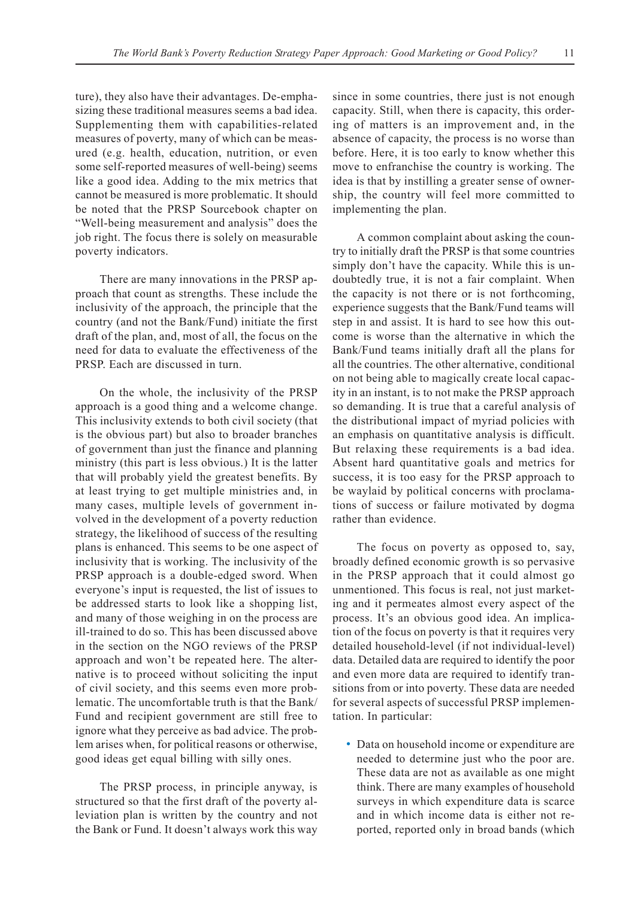ture), they also have their advantages. De-emphasizing these traditional measures seems a bad idea. Supplementing them with capabilities-related measures of poverty, many of which can be measured (e.g. health, education, nutrition, or even some self-reported measures of well-being) seems like a good idea. Adding to the mix metrics that cannot be measured is more problematic. It should be noted that the PRSP Sourcebook chapter on "Well-being measurement and analysis" does the job right. The focus there is solely on measurable poverty indicators.

There are many innovations in the PRSP approach that count as strengths. These include the inclusivity of the approach, the principle that the country (and not the Bank/Fund) initiate the first draft of the plan, and, most of all, the focus on the need for data to evaluate the effectiveness of the PRSP. Each are discussed in turn.

On the whole, the inclusivity of the PRSP approach is a good thing and a welcome change. This inclusivity extends to both civil society (that is the obvious part) but also to broader branches of government than just the finance and planning ministry (this part is less obvious.) It is the latter that will probably yield the greatest benefits. By at least trying to get multiple ministries and, in many cases, multiple levels of government involved in the development of a poverty reduction strategy, the likelihood of success of the resulting plans is enhanced. This seems to be one aspect of inclusivity that is working. The inclusivity of the PRSP approach is a double-edged sword. When everyone's input is requested, the list of issues to be addressed starts to look like a shopping list, and many of those weighing in on the process are ill-trained to do so. This has been discussed above in the section on the NGO reviews of the PRSP approach and won't be repeated here. The alternative is to proceed without soliciting the input of civil society, and this seems even more problematic. The uncomfortable truth is that the Bank/Fund and recipient government are still free to ignore what they perceive as bad advice. The problem arises when, for political reasons or otherwise, good ideas get equal billing with silly ones.

The PRSP process, in principle anyway, is structured so that the first draft of the poverty alleviation plan is written by the country and not the Bank or Fund. It doesn't always work this way since in some countries, there just is not enough capacity. Still, when there is capacity, this ordering of matters is an improvement and, in the absence of capacity, the process is no worse than before. Here, it is too early to know whether this move to enfranchise the country is working. The idea is that by instilling a greater sense of ownership, the country will feel more committed to implementing the plan.

A common complaint about asking the country to initially draft the PRSP is that some countries simply don't have the capacity. While this is undoubtedly true, it is not a fair complaint. When the capacity is not there or is not forthcoming, experience suggests that the Bank/Fund teams will step in and assist. It is hard to see how this outcome is worse than the alternative in which the Bank/Fund teams initially draft all the plans for all the countries. The other alternative, conditional on not being able to magically create local capacity in an instant, is to not make the PRSP approach so demanding. It is true that a careful analysis of the distributional impact of myriad policies with an emphasis on quantitative analysis is difficult. But relaxing these requirements is a bad idea. Absent hard quantitative goals and metrics for success, it is too easy for the PRSP approach to be waylaid by political concerns with proclamations of success or failure motivated by dogma rather than evidence.

The focus on poverty as opposed to, say, broadly defined economic growth is so pervasive in the PRSP approach that it could almost go unmentioned. This focus is real, not just marketing and it permeates almost every aspect of the process. It's an obvious good idea. An implication of the focus on poverty is that it requires very detailed household-level (if not individual-level) data. Detailed data are required to identify the poor and even more data are required to identify transitions from or into poverty. These data are needed for several aspects of successful PRSP implementation. In particular:

- Data on household income or expenditure are needed to determine just who the poor are. These data are not as available as one might think. There are many examples of household surveys in which expenditure data is scarce and in which income data is either not reported, reported only in broad bands (which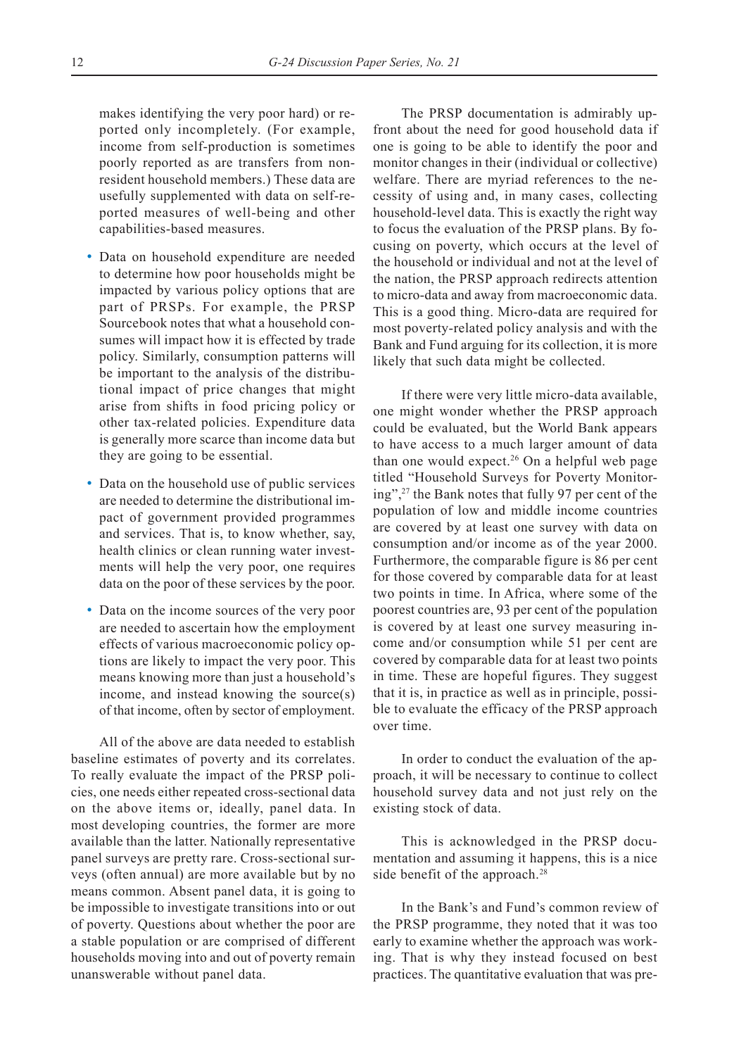makes identifying the very poor hard) or reported only incompletely. (For example, income from self-production is sometimes poorly reported as are transfers from non-resident household members.) These data are usefully supplemented with data on self-reported measures of well-being and other capabilities-based measures.

- Data on household expenditure are needed to determine how poor households might be impacted by various policy options that are part of PRSPs. For example, the PRSP Sourcebook notes that what a household consumes will impact how it is effected by trade policy. Similarly, consumption patterns will be important to the analysis of the distributional impact of price changes that might arise from shifts in food pricing policy or other tax-related policies. Expenditure data is generally more scarce than income data but they are going to be essential.

- Data on the household use of public services are needed to determine the distributional impact of government provided programmes and services. That is, to know whether, say, health clinics or clean running water investments will help the very poor, one requires data on the poor of these services by the poor.

- Data on the income sources of the very poor are needed to ascertain how the employment effects of various macroeconomic policy options are likely to impact the very poor. This means knowing more than just a household's income, and instead knowing the source(s) of that income, often by sector of employment.

All of the above are data needed to establish baseline estimates of poverty and its correlates. To really evaluate the impact of the PRSP policies, one needs either repeated cross-sectional data on the above items or, ideally, panel data. In most developing countries, the former are more available than the latter. Nationally representative panel surveys are pretty rare. Cross-sectional surveys (often annual) are more available but by no means common. Absent panel data, it is going to be impossible to investigate transitions into or out of poverty. Questions about whether the poor are a stable population or are comprised of different households moving into and out of poverty remain unanswerable without panel data.

The PRSP documentation is admirably upfront about the need for good household data if one is going to be able to identify the poor and monitor changes in their (individual or collective) welfare. There are myriad references to the necessity of using and, in many cases, collecting household-level data. This is exactly the right way to focus the evaluation of the PRSP plans. By focusing on poverty, which occurs at the level of the household or individual and not at the level of the nation, the PRSP approach redirects attention to micro-data and away from macroeconomic data. This is a good thing. Micro-data are required for most poverty-related policy analysis and with the Bank and Fund arguing for its collection, it is more likely that such data might be collected.

If there were very little micro-data available, one might wonder whether the PRSP approach could be evaluated, but the World Bank appears to have access to a much larger amount of data than one would expect.[26] On a helpful web page titled "Household Surveys for Poverty Monitoring",[27] the Bank notes that fully 97 per cent of the population of low and middle income countries are covered by at least one survey with data on consumption and/or income as of the year 2000. Furthermore, the comparable figure is 86 per cent for those covered by comparable data for at least two points in time. In Africa, where some of the poorest countries are, 93 per cent of the population is covered by at least one survey measuring income and/or consumption while 51 per cent are covered by comparable data for at least two points in time. These are hopeful figures. They suggest that it is, in practice as well as in principle, possible to evaluate the efficacy of the PRSP approach over time.

In order to conduct the evaluation of the approach, it will be necessary to continue to collect household survey data and not just rely on the existing stock of data.

This is acknowledged in the PRSP documentation and assuming it happens, this is a nice side benefit of the approach.[28]

In the Bank's and Fund's common review of the PRSP programme, they noted that it was too early to examine whether the approach was working. That is why they instead focused on best practices. The quantitative evaluation that was pre-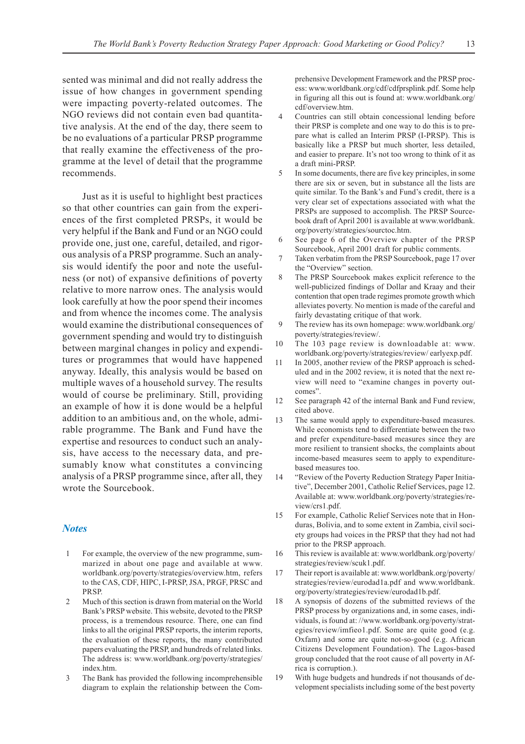sented was minimal and did not really address the issue of how changes in government spending were impacting poverty-related outcomes. The NGO reviews did not contain even bad quantitative analysis. At the end of the day, there seem to be no evaluations of a particular PRSP programme that really examine the effectiveness of the programme at the level of detail that the programme recommends.

Just as it is useful to highlight best practices so that other countries can gain from the experiences of the first completed PRSPs, it would be very helpful if the Bank and Fund or an NGO could provide one, just one, careful, detailed, and rigorous analysis of a PRSP programme. Such an analysis would identify the poor and note the usefulness (or not) of expansive definitions of poverty relative to more narrow ones. The analysis would look carefully at how the poor spend their incomes and from whence the incomes come. The analysis would examine the distributional consequences of government spending and would try to distinguish between marginal changes in policy and expenditures or programmes that would have happened anyway. Ideally, this analysis would be based on multiple waves of a household survey. The results would of course be preliminary. Still, providing an example of how it is done would be a helpful addition to an ambitious and, on the whole, admirable programme. The Bank and Fund have the expertise and resources to conduct such an analysis, have access to the necessary data, and presumably know what constitutes a convincing analysis of a PRSP programme since, after all, they wrote the Sourcebook.

## *Notes*

1. For example, the overview of the new programme, summarized in about one page and available at www.worldbank.org/poverty/strategies/overview.htm, refers to the CAS, CDF, HIPC, I-PRSP, JSA, PRGF, PRSC and PRSP.
2. Much of this section is drawn from material on the World Bank's PRSP website. This website, devoted to the PRSP process, is a tremendous resource. There, one can find links to all the original PRSP reports, the interim reports, the evaluation of these reports, the many contributed papers evaluating the PRSP, and hundreds of related links. The address is: www.worldbank.org/poverty/strategies/index.htm.
3. The Bank has provided the following incomprehensible diagram to explain the relationship between the Comprehensive Development Framework and the PRSP process: www.worldbank.org/cdf/cdfprsplink.pdf. Some help in figuring all this out is found at: www.worldbank.org/cdf/overview.htm.
4. Countries can still obtain concessional lending before their PRSP is complete and one way to do this is to prepare what is called an Interim PRSP (I-PRSP). This is basically like a PRSP but much shorter, less detailed, and easier to prepare. It's not too wrong to think of it as a draft mini-PRSP.
5. In some documents, there are five key principles, in some there are six or seven, but in substance all the lists are quite similar. To the Bank's and Fund's credit, there is a very clear set of expectations associated with what the PRSPs are supposed to accomplish. The PRSP Sourcebook draft of April 2001 is available at www.worldbank.org/poverty/strategies/sourctoc.htm.
6. See page 6 of the Overview chapter of the PRSP Sourcebook, April 2001 draft for public comments.
7. Taken verbatim from the PRSP Sourcebook, page 17 over the "Overview" section.
8. The PRSP Sourcebook makes explicit reference to the well-publicized findings of Dollar and Kraay and their contention that open trade regimes promote growth which alleviates poverty. No mention is made of the careful and fairly devastating critique of that work.
9. The review has its own homepage: www.worldbank.org/poverty/strategies/review/.
10. The 103 page review is downloadable at: www.worldbank.org/poverty/strategies/review/ earlyexp.pdf.
11. In 2005, another review of the PRSP approach is scheduled and in the 2002 review, it is noted that the next review will need to "examine changes in poverty outcomes".
12. See paragraph 42 of the internal Bank and Fund review, cited above.
13. The same would apply to expenditure-based measures. While economists tend to differentiate between the two and prefer expenditure-based measures since they are more resilient to transient shocks, the complaints about income-based measures seem to apply to expenditure-based measures too.
14. "Review of the Poverty Reduction Strategy Paper Initiative", December 2001, Catholic Relief Services, page 12. Available at: www.worldbank.org/poverty/strategies/review/crs1.pdf.
15. For example, Catholic Relief Services note that in Honduras, Bolivia, and to some extent in Zambia, civil society groups had voices in the PRSP that they had not had prior to the PRSP approach.
16. This review is available at: www.worldbank.org/poverty/strategies/review/scuk1.pdf.
17. Their report is available at: www.worldbank.org/poverty/strategies/review/eurodad1a.pdf and www.worldbank.org/poverty/strategies/review/eurodad1b.pdf.
18. A synopsis of dozens of the submitted reviews of the PRSP process by organizations and, in some cases, individuals, is found at: //www.worldbank.org/poverty/strategies/review/imfieo1.pdf. Some are quite good (e.g. Oxfam) and some are quite not-so-good (e.g. African Citizens Development Foundation). The Lagos-based group concluded that the root cause of all poverty in Africa is corruption.).
19. With huge budgets and hundreds if not thousands of development specialists including some of the best poverty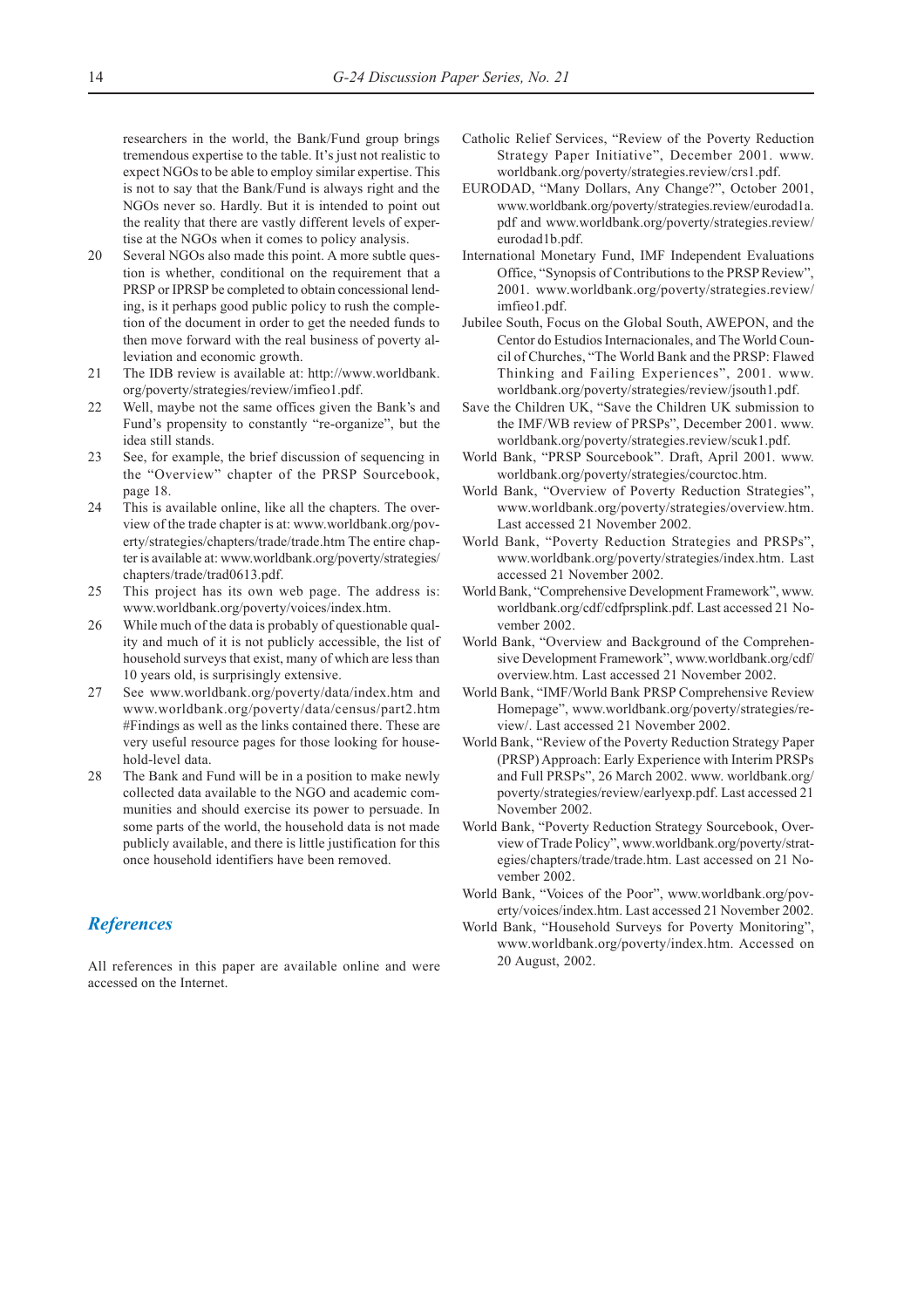researchers in the world, the Bank/Fund group brings tremendous expertise to the table. It's just not realistic to expect NGOs to be able to employ similar expertise. This is not to say that the Bank/Fund is always right and the NGOs never so. Hardly. But it is intended to point out the reality that there are vastly different levels of expertise at the NGOs when it comes to policy analysis.

20 Several NGOs also made this point. A more subtle question is whether, conditional on the requirement that a PRSP or IPRSP be completed to obtain concessional lending, is it perhaps good public policy to rush the completion of the document in order to get the needed funds to then move forward with the real business of poverty alleviation and economic growth.

21 The IDB review is available at: http://www.worldbank.org/poverty/strategies/review/imfieo1.pdf.

22 Well, maybe not the same offices given the Bank's and Fund's propensity to constantly "re-organize", but the idea still stands.

23 See, for example, the brief discussion of sequencing in the "Overview" chapter of the PRSP Sourcebook, page 18.

24 This is available online, like all the chapters. The overview of the trade chapter is at: www.worldbank.org/poverty/strategies/chapters/trade/trade.htm The entire chapter is available at: www.worldbank.org/poverty/strategies/chapters/trade/trad0613.pdf.

25 This project has its own web page. The address is: www.worldbank.org/poverty/voices/index.htm.

26 While much of the data is probably of questionable quality and much of it is not publicly accessible, the list of household surveys that exist, many of which are less than 10 years old, is surprisingly extensive.

27 See www.worldbank.org/poverty/data/index.htm and www.worldbank.org/poverty/data/census/part2.htm #Findings as well as the links contained there. These are very useful resource pages for those looking for household-level data.

28 The Bank and Fund will be in a position to make newly collected data available to the NGO and academic communities and should exercise its power to persuade. In some parts of the world, the household data is not made publicly available, and there is little justification for this once household identifiers have been removed.

## *References*

All references in this paper are available online and were accessed on the Internet.

Catholic Relief Services, "Review of the Poverty Reduction Strategy Paper Initiative", December 2001. www.worldbank.org/poverty/strategies.review/crs1.pdf.

EURODAD, "Many Dollars, Any Change?", October 2001, www.worldbank.org/poverty/strategies.review/eurodad1a.pdf and www.worldbank.org/poverty/strategies.review/eurodad1b.pdf.

International Monetary Fund, IMF Independent Evaluations Office, "Synopsis of Contributions to the PRSP Review", 2001. www.worldbank.org/poverty/strategies.review/imfieo1.pdf.

Jubilee South, Focus on the Global South, AWEPON, and the Centor do Estudios Internacionales, and The World Council of Churches, "The World Bank and the PRSP: Flawed Thinking and Failing Experiences", 2001. www.worldbank.org/poverty/strategies/review/jsouth1.pdf.

Save the Children UK, "Save the Children UK submission to the IMF/WB review of PRSPs", December 2001. www.worldbank.org/poverty/strategies.review/scuk1.pdf.

World Bank, "PRSP Sourcebook". Draft, April 2001. www.worldbank.org/poverty/strategies/courctoc.htm.

World Bank, "Overview of Poverty Reduction Strategies", www.worldbank.org/poverty/strategies/overview.htm. Last accessed 21 November 2002.

World Bank, "Poverty Reduction Strategies and PRSPs", www.worldbank.org/poverty/strategies/index.htm. Last accessed 21 November 2002.

World Bank, "Comprehensive Development Framework", www.worldbank.org/cdf/cdfprsplink.pdf. Last accessed 21 November 2002.

World Bank, "Overview and Background of the Comprehensive Development Framework", www.worldbank.org/cdf/overview.htm. Last accessed 21 November 2002.

World Bank, "IMF/World Bank PRSP Comprehensive Review Homepage", www.worldbank.org/poverty/strategies/review/. Last accessed 21 November 2002.

World Bank, "Review of the Poverty Reduction Strategy Paper (PRSP) Approach: Early Experience with Interim PRSPs and Full PRSPs", 26 March 2002. www. worldbank.org/poverty/strategies/review/earlyexp.pdf. Last accessed 21 November 2002.

World Bank, "Poverty Reduction Strategy Sourcebook, Overview of Trade Policy", www.worldbank.org/poverty/strategies/chapters/trade/trade.htm. Last accessed on 21 November 2002.

World Bank, "Voices of the Poor", www.worldbank.org/poverty/voices/index.htm. Last accessed 21 November 2002.

World Bank, "Household Surveys for Poverty Monitoring", www.worldbank.org/poverty/index.htm. Accessed on 20 August, 2002.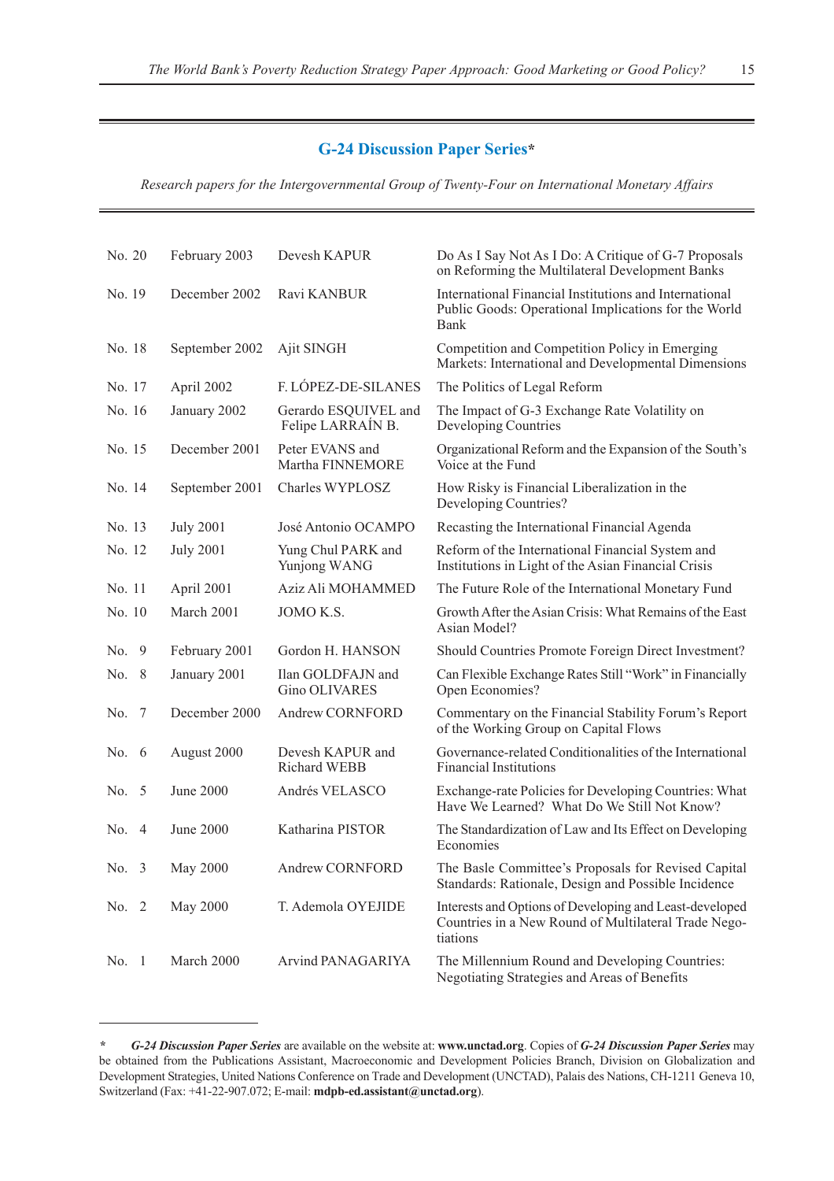## G-24 Discussion Paper Series*

*Research papers for the Intergovernmental Group of Twenty-Four on International Monetary Affairs*

| | | | |
|---|---|---|---|
| No. 20 | February 2003 | Devesh KAPUR | Do As I Say Not As I Do: A Critique of G-7 Proposals on Reforming the Multilateral Development Banks |
| No. 19 | December 2002 | Ravi KANBUR | International Financial Institutions and International Public Goods: Operational Implications for the World Bank |
| No. 18 | September 2002 | Ajit SINGH | Competition and Competition Policy in Emerging Markets: International and Developmental Dimensions |
| No. 17 | April 2002 | F. LÓPEZ-DE-SILANES | The Politics of Legal Reform |
| No. 16 | January 2002 | Gerardo ESQUIVEL and Felipe LARRAÍN B. | The Impact of G-3 Exchange Rate Volatility on Developing Countries |
| No. 15 | December 2001 | Peter EVANS and Martha FINNEMORE | Organizational Reform and the Expansion of the South's Voice at the Fund |
| No. 14 | September 2001 | Charles WYPLOSZ | How Risky is Financial Liberalization in the Developing Countries? |
| No. 13 | July 2001 | José Antonio OCAMPO | Recasting the International Financial Agenda |
| No. 12 | July 2001 | Yung Chul PARK and Yunjong WANG | Reform of the International Financial System and Institutions in Light of the Asian Financial Crisis |
| No. 11 | April 2001 | Aziz Ali MOHAMMED | The Future Role of the International Monetary Fund |
| No. 10 | March 2001 | JOMO K.S. | Growth After the Asian Crisis: What Remains of the East Asian Model? |
| No. 9 | February 2001 | Gordon H. HANSON | Should Countries Promote Foreign Direct Investment? |
| No. 8 | January 2001 | Ilan GOLDFAJN and Gino OLIVARES | Can Flexible Exchange Rates Still "Work" in Financially Open Economies? |
| No. 7 | December 2000 | Andrew CORNFORD | Commentary on the Financial Stability Forum's Report of the Working Group on Capital Flows |
| No. 6 | August 2000 | Devesh KAPUR and Richard WEBB | Governance-related Conditionalities of the International Financial Institutions |
| No. 5 | June 2000 | Andrés VELASCO | Exchange-rate Policies for Developing Countries: What Have We Learned? What Do We Still Not Know? |
| No. 4 | June 2000 | Katharina PISTOR | The Standardization of Law and Its Effect on Developing Economies |
| No. 3 | May 2000 | Andrew CORNFORD | The Basle Committee's Proposals for Revised Capital Standards: Rationale, Design and Possible Incidence |
| No. 2 | May 2000 | T. Ademola OYEJIDE | Interests and Options of Developing and Least-developed Countries in a New Round of Multilateral Trade Negotiations |
| No. 1 | March 2000 | Arvind PANAGARIYA | The Millennium Round and Developing Countries: Negotiating Strategies and Areas of Benefits |

\* ***G-24 Discussion Paper Series*** are available on the website at: **www.unctad.org**. Copies of ***G-24 Discussion Paper Series*** may be obtained from the Publications Assistant, Macroeconomic and Development Policies Branch, Division on Globalization and Development Strategies, United Nations Conference on Trade and Development (UNCTAD), Palais des Nations, CH-1211 Geneva 10, Switzerland (Fax: +41-22-907.072; E-mail: **mdpb-ed.assistant@unctad.org**).